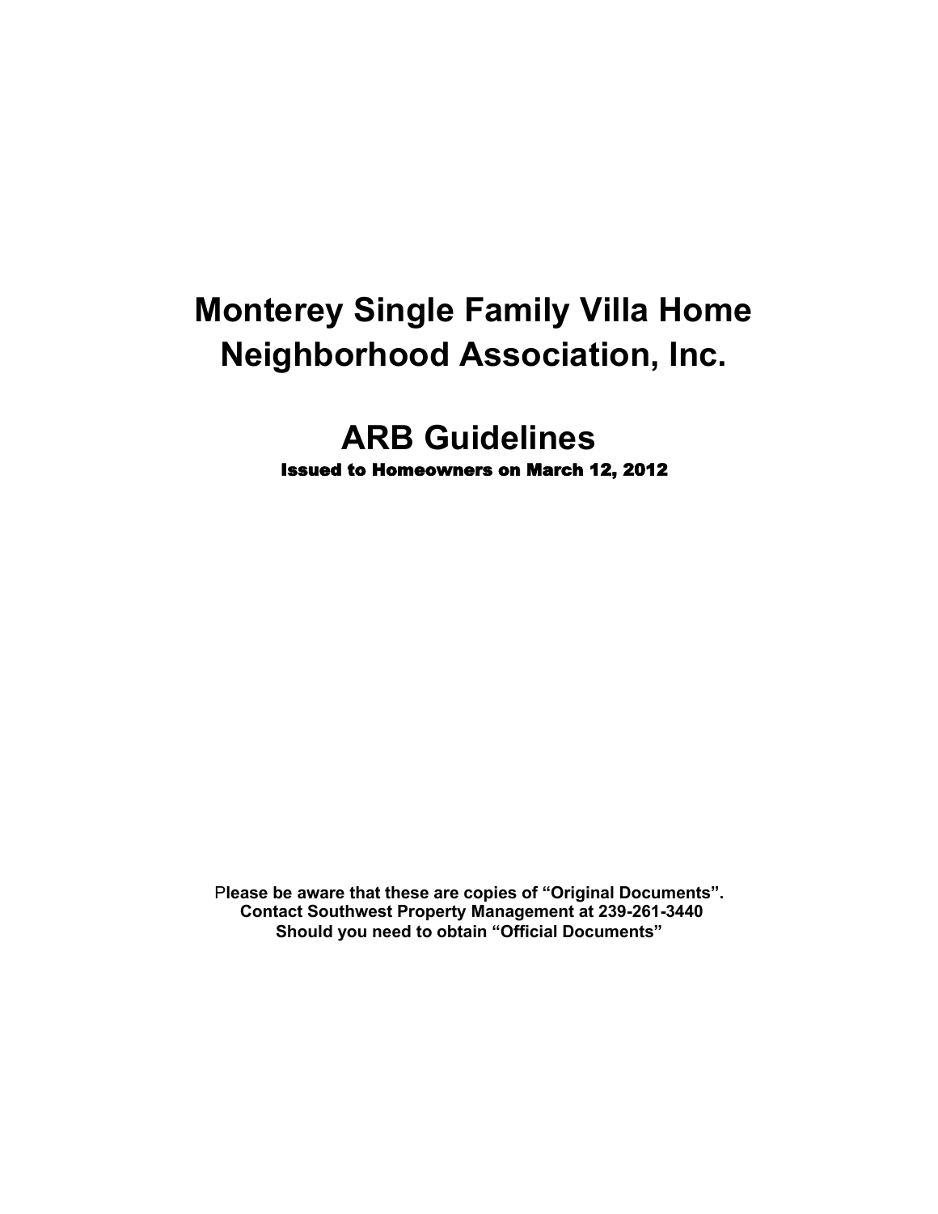# Monterey Single Family Villa Home Neighborhood Association, Inc.

# ARB Guidelines

**Issued to Homeowners on March 12, 2012**

**Please be aware that these are copies of "Original Documents". Contact Southwest Property Management at 239-261-3440 Should you need to obtain "Official Documents"**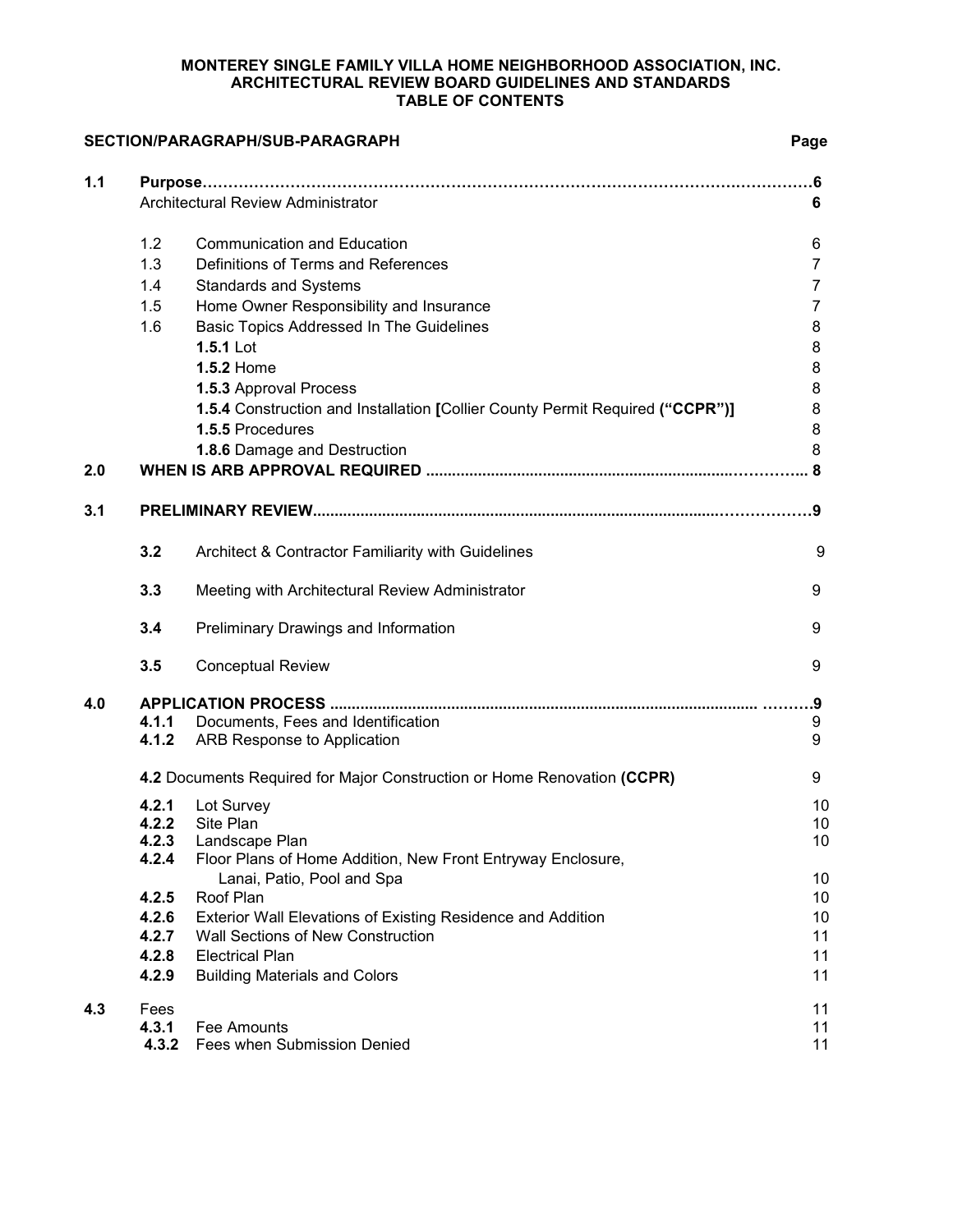**MONTEREY SINGLE FAMILY VILLA HOME NEIGHBORHOOD ASSOCIATION, INC.**
**ARCHITECTURAL REVIEW BOARD GUIDELINES AND STANDARDS**
**TABLE OF CONTENTS**

| SECTION/PARAGRAPH/SUB-PARAGRAPH | | | Page |
|---|---|---|---|
| **1.1** | **Purpose** | | **6** |
| | Architectural Review Administrator | | **6** |
| | 1.2 | Communication and Education | 6 |
| | 1.3 | Definitions of Terms and References | 7 |
| | 1.4 | Standards and Systems | 7 |
| | 1.5 | Home Owner Responsibility and Insurance | 7 |
| | 1.6 | Basic Topics Addressed In The Guidelines | 8 |
| | | **1.5.1** Lot | 8 |
| | | **1.5.2** Home | 8 |
| | | **1.5.3** Approval Process | 8 |
| | | **1.5.4** Construction and Installation **[**Collier County Permit Required **("CCPR")]** | 8 |
| | | **1.5.5** Procedures | 8 |
| | | **1.8.6** Damage and Destruction | 8 |
| **2.0** | **WHEN IS ARB APPROVAL REQUIRED** | | **8** |
| **3.1** | **PRELIMINARY REVIEW** | | **9** |
| | **3.2** | Architect & Contractor Familiarity with Guidelines | 9 |
| | **3.3** | Meeting with Architectural Review Administrator | 9 |
| | **3.4** | Preliminary Drawings and Information | 9 |
| | **3.5** | Conceptual Review | 9 |
| **4.0** | **APPLICATION PROCESS** | | **9** |
| | **4.1.1** | Documents, Fees and Identification | 9 |
| | **4.1.2** | ARB Response to Application | 9 |
| | **4.2** Documents Required for Major Construction or Home Renovation **(CCPR)** | | 9 |
| | **4.2.1** | Lot Survey | 10 |
| | **4.2.2** | Site Plan | 10 |
| | **4.2.3** | Landscape Plan | 10 |
| | **4.2.4** | Floor Plans of Home Addition, New Front Entryway Enclosure, Lanai, Patio, Pool and Spa | 10 |
| | **4.2.5** | Roof Plan | 10 |
| | **4.2.6** | Exterior Wall Elevations of Existing Residence and Addition | 10 |
| | **4.2.7** | Wall Sections of New Construction | 11 |
| | **4.2.8** | Electrical Plan | 11 |
| | **4.2.9** | Building Materials and Colors | 11 |
| **4.3** | Fees | | 11 |
| | **4.3.1** | Fee Amounts | 11 |
| | **4.3.2** | Fees when Submission Denied | 11 |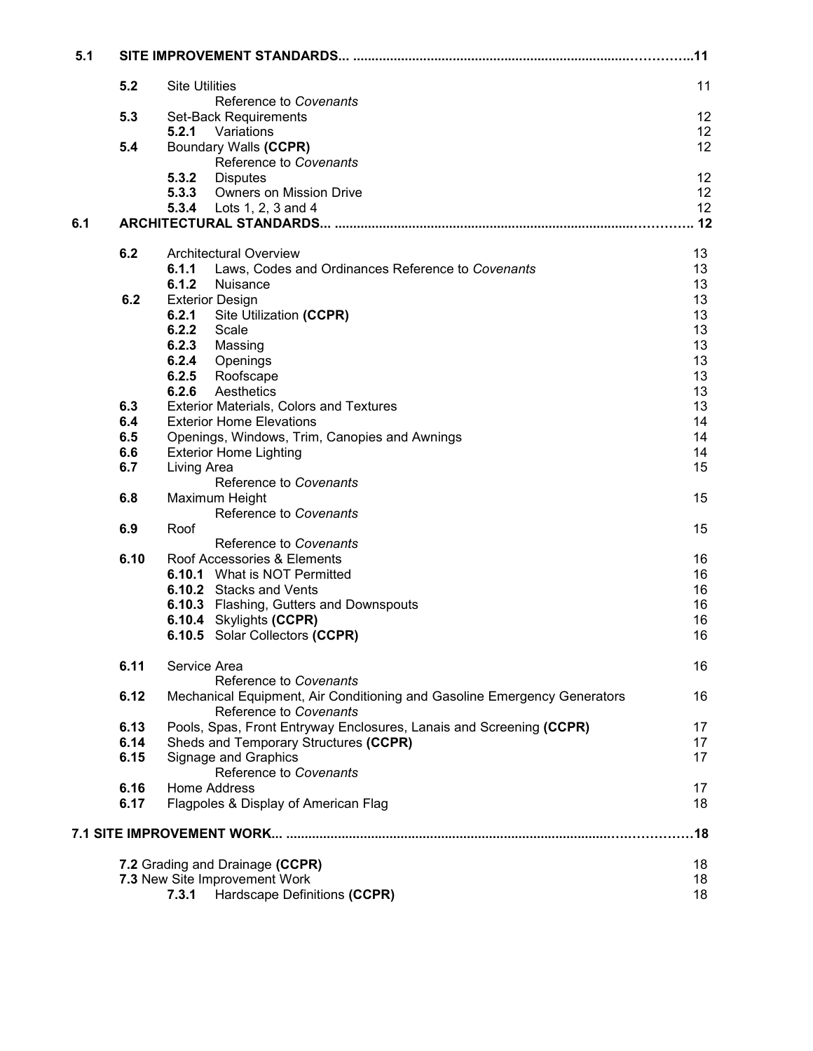| | | | |
|---|---|---|---|
| **5.1** | **SITE IMPROVEMENT STANDARDS...** | | **11** |
| | **5.2** | Site Utilities<br>Reference to *Covenants* | 11 |
| | **5.3** | Set-Back Requirements | 12 |
| | | **5.2.1** Variations | 12 |
| | **5.4** | Boundary Walls **(CCPR)**<br>Reference to *Covenants* | 12 |
| | | **5.3.2** Disputes | 12 |
| | | **5.3.3** Owners on Mission Drive | 12 |
| | | **5.3.4** Lots 1, 2, 3 and 4 | 12 |
| **6.1** | **ARCHITECTURAL STANDARDS...** | | **12** |
| | **6.2** | Architectural Overview | 13 |
| | | **6.1.1** Laws, Codes and Ordinances Reference to *Covenants* | 13 |
| | | **6.1.2** Nuisance | 13 |
| | **6.2** | Exterior Design | 13 |
| | | **6.2.1** Site Utilization **(CCPR)** | 13 |
| | | **6.2.2** Scale | 13 |
| | | **6.2.3** Massing | 13 |
| | | **6.2.4** Openings | 13 |
| | | **6.2.5** Roofscape | 13 |
| | | **6.2.6** Aesthetics | 13 |
| | **6.3** | Exterior Materials, Colors and Textures | 13 |
| | **6.4** | Exterior Home Elevations | 14 |
| | **6.5** | Openings, Windows, Trim, Canopies and Awnings | 14 |
| | **6.6** | Exterior Home Lighting | 14 |
| | **6.7** | Living Area<br>Reference to *Covenants* | 15 |
| | **6.8** | Maximum Height<br>Reference to *Covenants* | 15 |
| | **6.9** | Roof<br>Reference to *Covenants* | 15 |
| | **6.10** | Roof Accessories & Elements | 16 |
| | | **6.10.1** What is NOT Permitted | 16 |
| | | **6.10.2** Stacks and Vents | 16 |
| | | **6.10.3** Flashing, Gutters and Downspouts | 16 |
| | | **6.10.4** Skylights **(CCPR)** | 16 |
| | | **6.10.5** Solar Collectors **(CCPR)** | 16 |
| | **6.11** | Service Area<br>Reference to *Covenants* | 16 |
| | **6.12** | Mechanical Equipment, Air Conditioning and Gasoline Emergency Generators<br>Reference to *Covenants* | 16 |
| | **6.13** | Pools, Spas, Front Entryway Enclosures, Lanais and Screening **(CCPR)** | 17 |
| | **6.14** | Sheds and Temporary Structures **(CCPR)** | 17 |
| | **6.15** | Signage and Graphics<br>Reference to *Covenants* | 17 |
| | **6.16** | Home Address | 17 |
| | **6.17** | Flagpoles & Display of American Flag | 18 |
| **7.1** | **SITE IMPROVEMENT WORK...** | | **18** |
| | **7.2** | Grading and Drainage **(CCPR)** | 18 |
| | **7.3** | New Site Improvement Work | 18 |
| | | **7.3.1** Hardscape Definitions **(CCPR)** | 18 |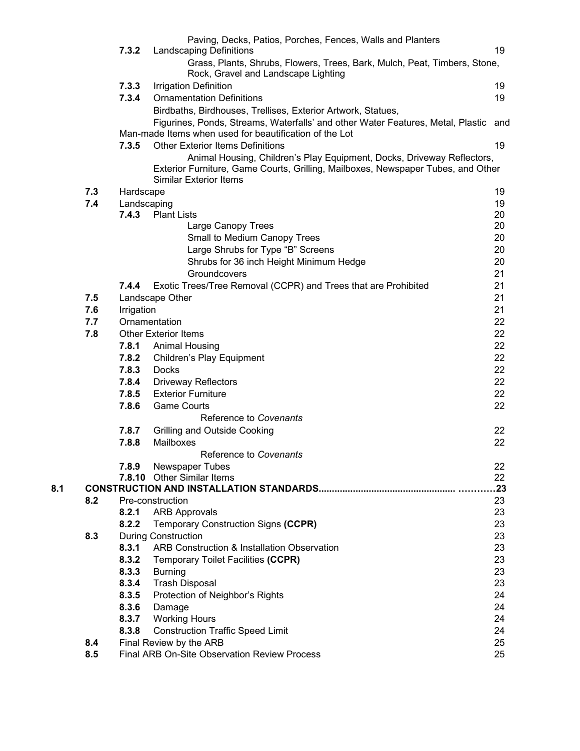| | | | | |
|---|---|---|---|---|
| | | | Paving, Decks, Patios, Porches, Fences, Walls and Planters | |
| | | **7.3.2** | Landscaping Definitions | 19 |
| | | | Grass, Plants, Shrubs, Flowers, Trees, Bark, Mulch, Peat, Timbers, Stone, Rock, Gravel and Landscape Lighting | |
| | | **7.3.3** | Irrigation Definition | 19 |
| | | **7.3.4** | Ornamentation Definitions | 19 |
| | | | Birdbaths, Birdhouses, Trellises, Exterior Artwork, Statues, Figurines, Ponds, Streams, Waterfalls' and other Water Features, Metal, Plastic and Man-made Items when used for beautification of the Lot | |
| | | **7.3.5** | Other Exterior Items Definitions | 19 |
| | | | Animal Housing, Children's Play Equipment, Docks, Driveway Reflectors, Exterior Furniture, Game Courts, Grilling, Mailboxes, Newspaper Tubes, and Other Similar Exterior Items | |
| | **7.3** | Hardscape | | 19 |
| | **7.4** | Landscaping | | 19 |
| | | **7.4.3** | Plant Lists | 20 |
| | | | Large Canopy Trees | 20 |
| | | | Small to Medium Canopy Trees | 20 |
| | | | Large Shrubs for Type "B" Screens | 20 |
| | | | Shrubs for 36 inch Height Minimum Hedge | 20 |
| | | | Groundcovers | 21 |
| | | **7.4.4** | Exotic Trees/Tree Removal (CCPR) and Trees that are Prohibited | 21 |
| | **7.5** | Landscape Other | | 21 |
| | **7.6** | Irrigation | | 21 |
| | **7.7** | Ornamentation | | 22 |
| | **7.8** | Other Exterior Items | | 22 |
| | | **7.8.1** | Animal Housing | 22 |
| | | **7.8.2** | Children's Play Equipment | 22 |
| | | **7.8.3** | Docks | 22 |
| | | **7.8.4** | Driveway Reflectors | 22 |
| | | **7.8.5** | Exterior Furniture | 22 |
| | | **7.8.6** | Game Courts | 22 |
| | | | Reference to *Covenants* | |
| | | **7.8.7** | Grilling and Outside Cooking | 22 |
| | | **7.8.8** | Mailboxes | 22 |
| | | | Reference to *Covenants* | |
| | | **7.8.9** | Newspaper Tubes | 22 |
| | | **7.8.10** | Other Similar Items | 22 |
| **8.1** | **CONSTRUCTION AND INSTALLATION STANDARDS** | | | **23** |
| | **8.2** | Pre-construction | | 23 |
| | | **8.2.1** | ARB Approvals | 23 |
| | | **8.2.2** | Temporary Construction Signs **(CCPR)** | 23 |
| | **8.3** | During Construction | | 23 |
| | | **8.3.1** | ARB Construction & Installation Observation | 23 |
| | | **8.3.2** | Temporary Toilet Facilities **(CCPR)** | 23 |
| | | **8.3.3** | Burning | 23 |
| | | **8.3.4** | Trash Disposal | 23 |
| | | **8.3.5** | Protection of Neighbor's Rights | 24 |
| | | **8.3.6** | Damage | 24 |
| | | **8.3.7** | Working Hours | 24 |
| | | **8.3.8** | Construction Traffic Speed Limit | 24 |
| | **8.4** | Final Review by the ARB | | 25 |
| | **8.5** | Final ARB On-Site Observation Review Process | | 25 |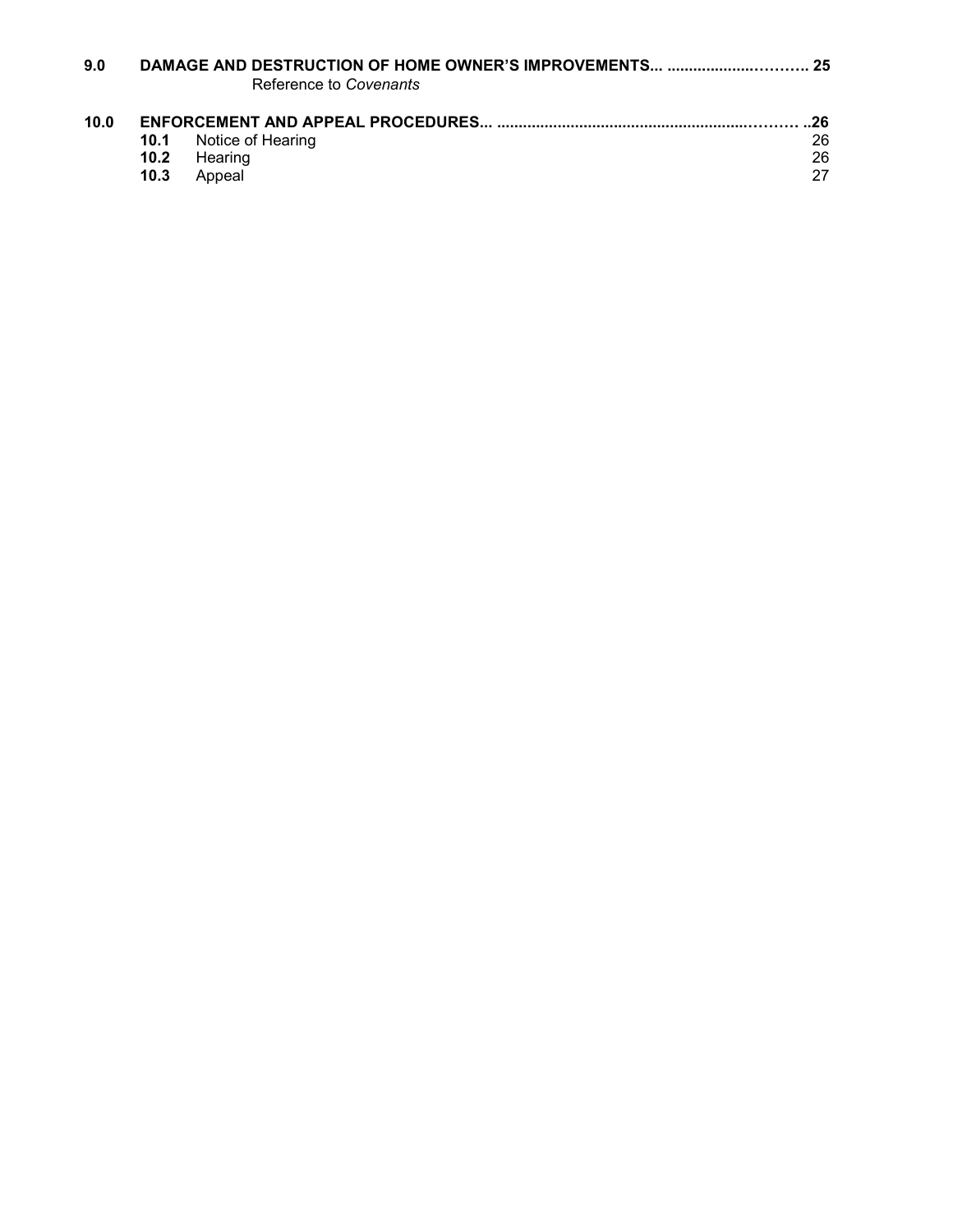**9.0 DAMAGE AND DESTRUCTION OF HOME OWNER'S IMPROVEMENTS... ..................………. 25**

Reference to *Covenants*

**10.0 ENFORCEMENT AND APPEAL PROCEDURES... .....................................................……… ..26**

- **10.1** Notice of Hearing 26
- **10.2** Hearing 26
- **10.3** Appeal 27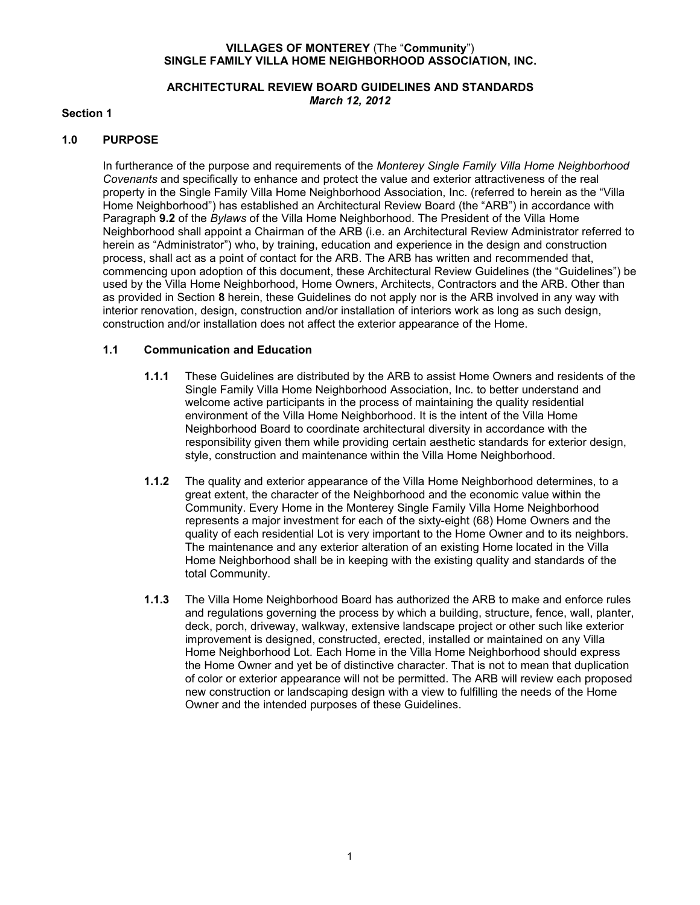**VILLAGES OF MONTEREY** (The "**Community**")
**SINGLE FAMILY VILLA HOME NEIGHBORHOOD ASSOCIATION, INC.**

**ARCHITECTURAL REVIEW BOARD GUIDELINES AND STANDARDS**
***March 12, 2012***

**Section 1**

## 1.0 PURPOSE

In furtherance of the purpose and requirements of the *Monterey Single Family Villa Home Neighborhood Covenants* and specifically to enhance and protect the value and exterior attractiveness of the real property in the Single Family Villa Home Neighborhood Association, Inc. (referred to herein as the "Villa Home Neighborhood") has established an Architectural Review Board (the "ARB") in accordance with Paragraph **9.2** of the *Bylaws* of the Villa Home Neighborhood. The President of the Villa Home Neighborhood shall appoint a Chairman of the ARB (i.e. an Architectural Review Administrator referred to herein as "Administrator") who, by training, education and experience in the design and construction process, shall act as a point of contact for the ARB. The ARB has written and recommended that, commencing upon adoption of this document, these Architectural Review Guidelines (the "Guidelines") be used by the Villa Home Neighborhood, Home Owners, Architects, Contractors and the ARB. Other than as provided in Section **8** herein, these Guidelines do not apply nor is the ARB involved in any way with interior renovation, design, construction and/or installation of interiors work as long as such design, construction and/or installation does not affect the exterior appearance of the Home.

### 1.1 Communication and Education

**1.1.1** These Guidelines are distributed by the ARB to assist Home Owners and residents of the Single Family Villa Home Neighborhood Association, Inc. to better understand and welcome active participants in the process of maintaining the quality residential environment of the Villa Home Neighborhood. It is the intent of the Villa Home Neighborhood Board to coordinate architectural diversity in accordance with the responsibility given them while providing certain aesthetic standards for exterior design, style, construction and maintenance within the Villa Home Neighborhood.

**1.1.2** The quality and exterior appearance of the Villa Home Neighborhood determines, to a great extent, the character of the Neighborhood and the economic value within the Community. Every Home in the Monterey Single Family Villa Home Neighborhood represents a major investment for each of the sixty-eight (68) Home Owners and the quality of each residential Lot is very important to the Home Owner and to its neighbors. The maintenance and any exterior alteration of an existing Home located in the Villa Home Neighborhood shall be in keeping with the existing quality and standards of the total Community.

**1.1.3** The Villa Home Neighborhood Board has authorized the ARB to make and enforce rules and regulations governing the process by which a building, structure, fence, wall, planter, deck, porch, driveway, walkway, extensive landscape project or other such like exterior improvement is designed, constructed, erected, installed or maintained on any Villa Home Neighborhood Lot. Each Home in the Villa Home Neighborhood should express the Home Owner and yet be of distinctive character. That is not to mean that duplication of color or exterior appearance will not be permitted. The ARB will review each proposed new construction or landscaping design with a view to fulfilling the needs of the Home Owner and the intended purposes of these Guidelines.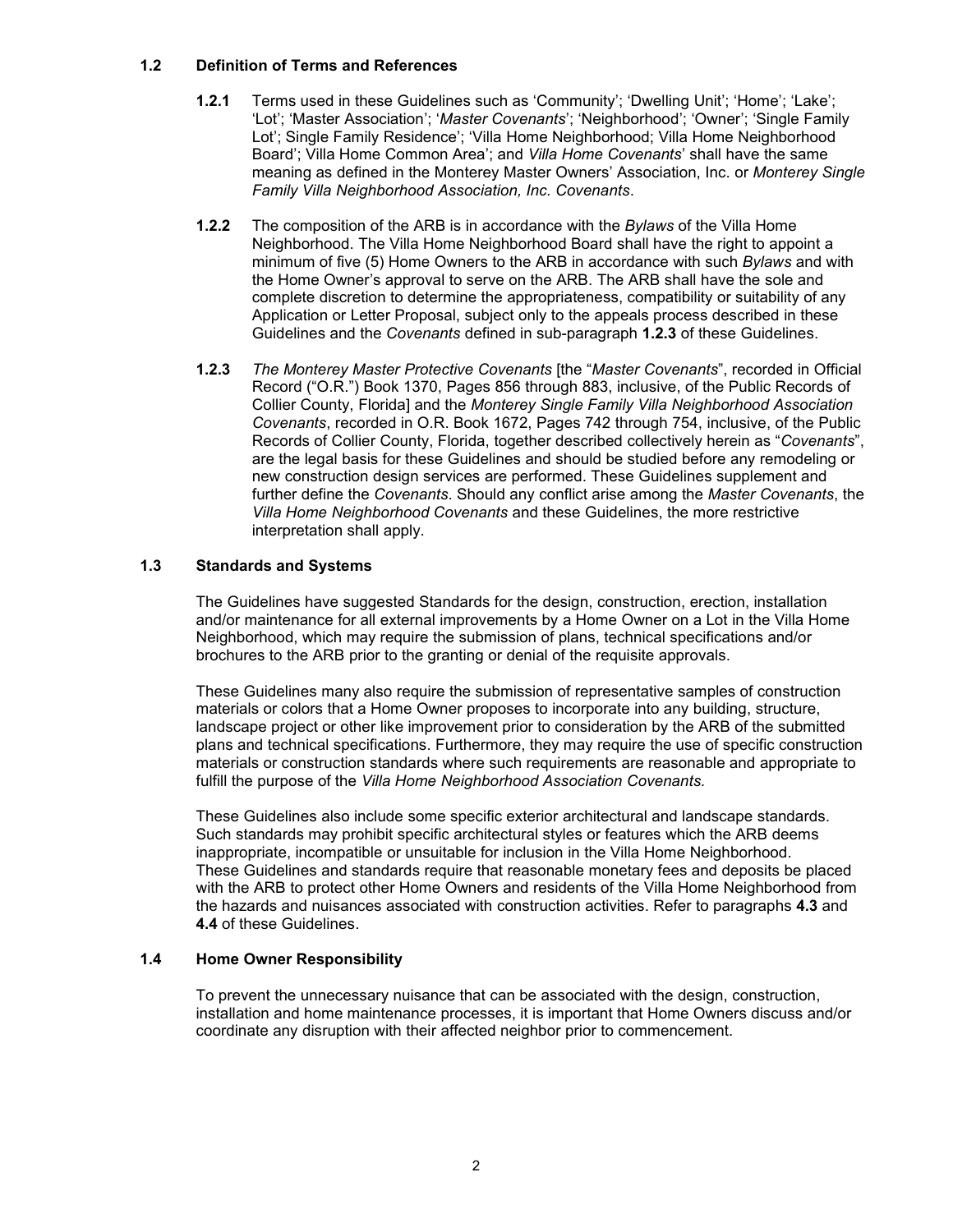## 1.2 Definition of Terms and References

**1.2.1** Terms used in these Guidelines such as 'Community'; 'Dwelling Unit'; 'Home'; 'Lake'; 'Lot'; 'Master Association'; '*Master Covenants*'; 'Neighborhood'; 'Owner'; 'Single Family Lot'; Single Family Residence'; 'Villa Home Neighborhood; Villa Home Neighborhood Board'; Villa Home Common Area'; and *Villa Home Covenants*' shall have the same meaning as defined in the Monterey Master Owners' Association, Inc. or *Monterey Single Family Villa Neighborhood Association, Inc. Covenants*.

**1.2.2** The composition of the ARB is in accordance with the *Bylaws* of the Villa Home Neighborhood. The Villa Home Neighborhood Board shall have the right to appoint a minimum of five (5) Home Owners to the ARB in accordance with such *Bylaws* and with the Home Owner's approval to serve on the ARB. The ARB shall have the sole and complete discretion to determine the appropriateness, compatibility or suitability of any Application or Letter Proposal, subject only to the appeals process described in these Guidelines and the *Covenants* defined in sub-paragraph **1.2.3** of these Guidelines.

**1.2.3** *The Monterey Master Protective Covenants* [the "*Master Covenants*", recorded in Official Record ("O.R.") Book 1370, Pages 856 through 883, inclusive, of the Public Records of Collier County, Florida] and the *Monterey Single Family Villa Neighborhood Association Covenants*, recorded in O.R. Book 1672, Pages 742 through 754, inclusive, of the Public Records of Collier County, Florida, together described collectively herein as "*Covenants*", are the legal basis for these Guidelines and should be studied before any remodeling or new construction design services are performed. These Guidelines supplement and further define the *Covenants*. Should any conflict arise among the *Master Covenants*, the *Villa Home Neighborhood Covenants* and these Guidelines, the more restrictive interpretation shall apply.

## 1.3 Standards and Systems

The Guidelines have suggested Standards for the design, construction, erection, installation and/or maintenance for all external improvements by a Home Owner on a Lot in the Villa Home Neighborhood, which may require the submission of plans, technical specifications and/or brochures to the ARB prior to the granting or denial of the requisite approvals.

These Guidelines many also require the submission of representative samples of construction materials or colors that a Home Owner proposes to incorporate into any building, structure, landscape project or other like improvement prior to consideration by the ARB of the submitted plans and technical specifications. Furthermore, they may require the use of specific construction materials or construction standards where such requirements are reasonable and appropriate to fulfill the purpose of the *Villa Home Neighborhood Association Covenants.*

These Guidelines also include some specific exterior architectural and landscape standards. Such standards may prohibit specific architectural styles or features which the ARB deems inappropriate, incompatible or unsuitable for inclusion in the Villa Home Neighborhood. These Guidelines and standards require that reasonable monetary fees and deposits be placed with the ARB to protect other Home Owners and residents of the Villa Home Neighborhood from the hazards and nuisances associated with construction activities. Refer to paragraphs **4.3** and **4.4** of these Guidelines.

## 1.4 Home Owner Responsibility

To prevent the unnecessary nuisance that can be associated with the design, construction, installation and home maintenance processes, it is important that Home Owners discuss and/or coordinate any disruption with their affected neighbor prior to commencement.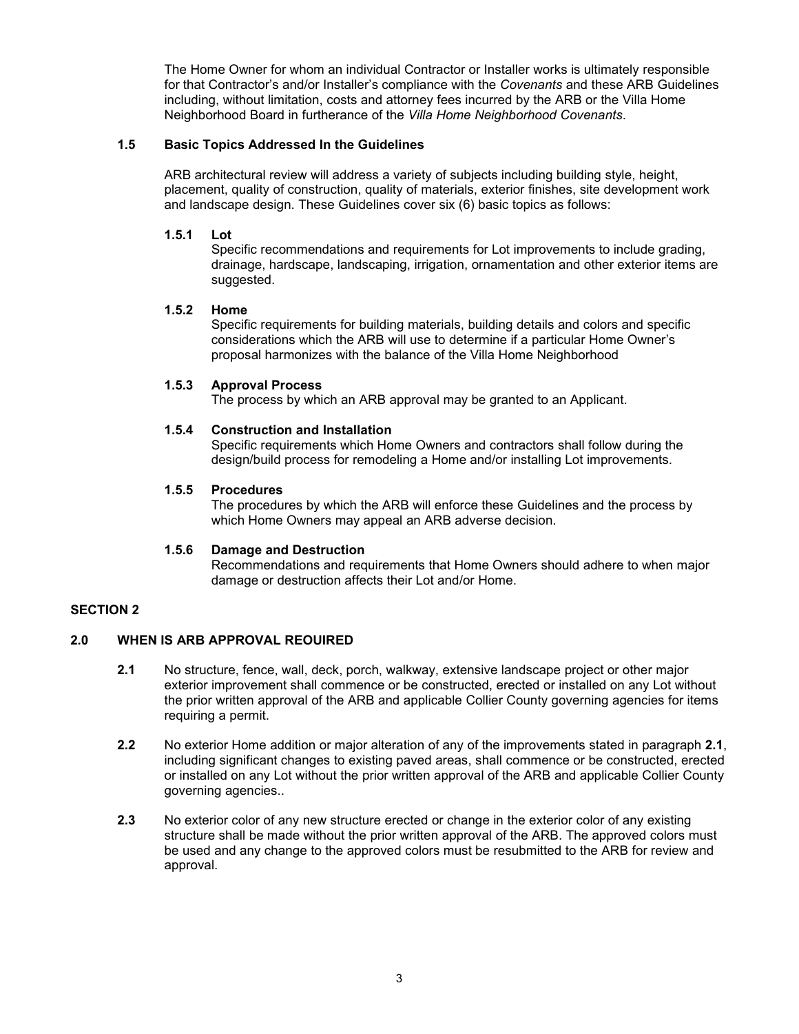The Home Owner for whom an individual Contractor or Installer works is ultimately responsible for that Contractor's and/or Installer's compliance with the *Covenants* and these ARB Guidelines including, without limitation, costs and attorney fees incurred by the ARB or the Villa Home Neighborhood Board in furtherance of the *Villa Home Neighborhood Covenants*.

### 1.5 Basic Topics Addressed In the Guidelines

ARB architectural review will address a variety of subjects including building style, height, placement, quality of construction, quality of materials, exterior finishes, site development work and landscape design. These Guidelines cover six (6) basic topics as follows:

#### 1.5.1 Lot

Specific recommendations and requirements for Lot improvements to include grading, drainage, hardscape, landscaping, irrigation, ornamentation and other exterior items are suggested.

#### 1.5.2 Home

Specific requirements for building materials, building details and colors and specific considerations which the ARB will use to determine if a particular Home Owner's proposal harmonizes with the balance of the Villa Home Neighborhood

#### 1.5.3 Approval Process

The process by which an ARB approval may be granted to an Applicant.

#### 1.5.4 Construction and Installation

Specific requirements which Home Owners and contractors shall follow during the design/build process for remodeling a Home and/or installing Lot improvements.

#### 1.5.5 Procedures

The procedures by which the ARB will enforce these Guidelines and the process by which Home Owners may appeal an ARB adverse decision.

#### 1.5.6 Damage and Destruction

Recommendations and requirements that Home Owners should adhere to when major damage or destruction affects their Lot and/or Home.

## SECTION 2

### 2.0 WHEN IS ARB APPROVAL REOUIRED

**2.1** No structure, fence, wall, deck, porch, walkway, extensive landscape project or other major exterior improvement shall commence or be constructed, erected or installed on any Lot without the prior written approval of the ARB and applicable Collier County governing agencies for items requiring a permit.

**2.2** No exterior Home addition or major alteration of any of the improvements stated in paragraph **2.1**, including significant changes to existing paved areas, shall commence or be constructed, erected or installed on any Lot without the prior written approval of the ARB and applicable Collier County governing agencies..

**2.3** No exterior color of any new structure erected or change in the exterior color of any existing structure shall be made without the prior written approval of the ARB. The approved colors must be used and any change to the approved colors must be resubmitted to the ARB for review and approval.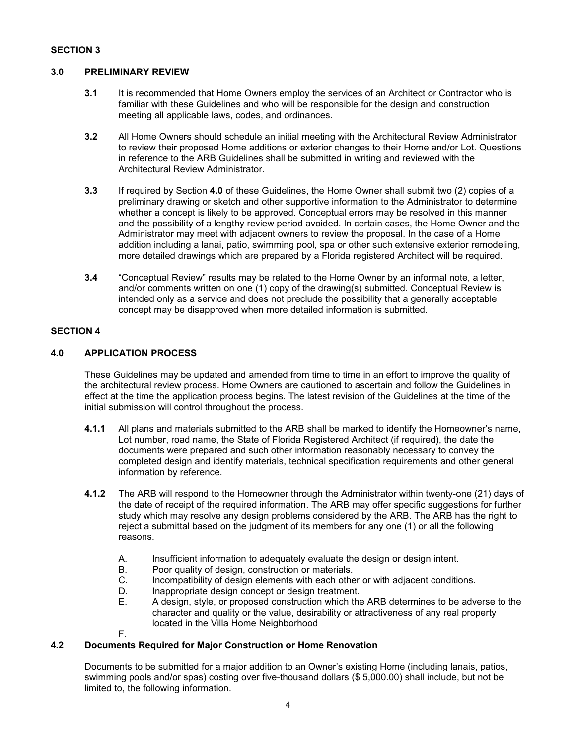## SECTION 3

### 3.0 PRELIMINARY REVIEW

**3.1** It is recommended that Home Owners employ the services of an Architect or Contractor who is familiar with these Guidelines and who will be responsible for the design and construction meeting all applicable laws, codes, and ordinances.

**3.2** All Home Owners should schedule an initial meeting with the Architectural Review Administrator to review their proposed Home additions or exterior changes to their Home and/or Lot. Questions in reference to the ARB Guidelines shall be submitted in writing and reviewed with the Architectural Review Administrator.

**3.3** If required by Section **4.0** of these Guidelines, the Home Owner shall submit two (2) copies of a preliminary drawing or sketch and other supportive information to the Administrator to determine whether a concept is likely to be approved. Conceptual errors may be resolved in this manner and the possibility of a lengthy review period avoided. In certain cases, the Home Owner and the Administrator may meet with adjacent owners to review the proposal. In the case of a Home addition including a lanai, patio, swimming pool, spa or other such extensive exterior remodeling, more detailed drawings which are prepared by a Florida registered Architect will be required.

**3.4** "Conceptual Review" results may be related to the Home Owner by an informal note, a letter, and/or comments written on one (1) copy of the drawing(s) submitted. Conceptual Review is intended only as a service and does not preclude the possibility that a generally acceptable concept may be disapproved when more detailed information is submitted.

## SECTION 4

### 4.0 APPLICATION PROCESS

These Guidelines may be updated and amended from time to time in an effort to improve the quality of the architectural review process. Home Owners are cautioned to ascertain and follow the Guidelines in effect at the time the application process begins. The latest revision of the Guidelines at the time of the initial submission will control throughout the process.

**4.1.1** All plans and materials submitted to the ARB shall be marked to identify the Homeowner's name, Lot number, road name, the State of Florida Registered Architect (if required), the date the documents were prepared and such other information reasonably necessary to convey the completed design and identify materials, technical specification requirements and other general information by reference.

**4.1.2** The ARB will respond to the Homeowner through the Administrator within twenty-one (21) days of the date of receipt of the required information. The ARB may offer specific suggestions for further study which may resolve any design problems considered by the ARB. The ARB has the right to reject a submittal based on the judgment of its members for any one (1) or all the following reasons.

A. Insufficient information to adequately evaluate the design or design intent.
B. Poor quality of design, construction or materials.
C. Incompatibility of design elements with each other or with adjacent conditions.
D. Inappropriate design concept or design treatment.
E. A design, style, or proposed construction which the ARB determines to be adverse to the character and quality or the value, desirability or attractiveness of any real property located in the Villa Home Neighborhood
F.

### 4.2 Documents Required for Major Construction or Home Renovation

Documents to be submitted for a major addition to an Owner's existing Home (including lanais, patios, swimming pools and/or spas) costing over five-thousand dollars ($ 5,000.00) shall include, but not be limited to, the following information.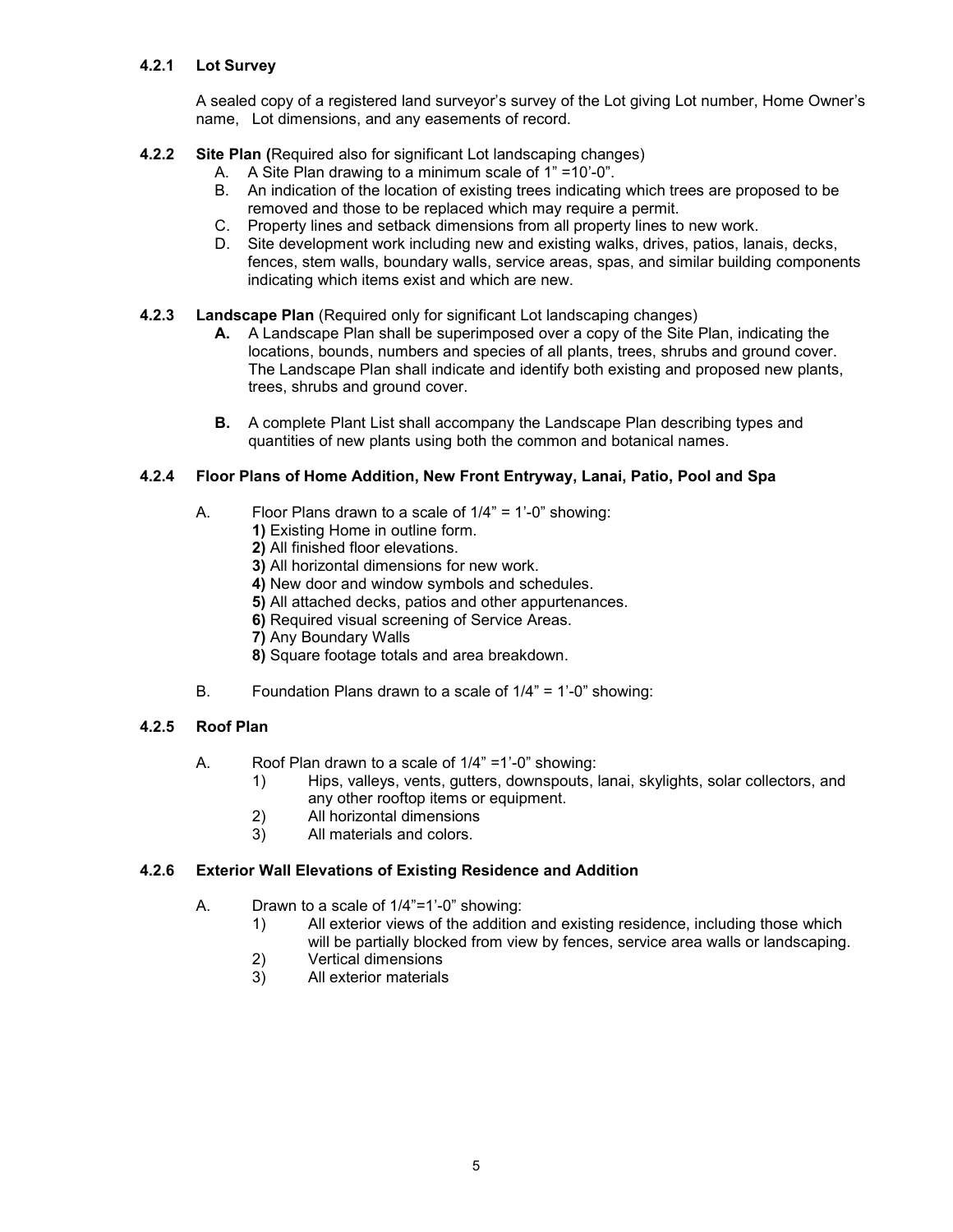#### 4.2.1 Lot Survey

A sealed copy of a registered land surveyor's survey of the Lot giving Lot number, Home Owner's name, Lot dimensions, and any easements of record.

#### 4.2.2 Site Plan (Required also for significant Lot landscaping changes)

A. A Site Plan drawing to a minimum scale of 1" =10'-0".
B. An indication of the location of existing trees indicating which trees are proposed to be removed and those to be replaced which may require a permit.
C. Property lines and setback dimensions from all property lines to new work.
D. Site development work including new and existing walks, drives, patios, lanais, decks, fences, stem walls, boundary walls, service areas, spas, and similar building components indicating which items exist and which are new.

#### 4.2.3 Landscape Plan (Required only for significant Lot landscaping changes)

**A.** A Landscape Plan shall be superimposed over a copy of the Site Plan, indicating the locations, bounds, numbers and species of all plants, trees, shrubs and ground cover. The Landscape Plan shall indicate and identify both existing and proposed new plants, trees, shrubs and ground cover.

**B.** A complete Plant List shall accompany the Landscape Plan describing types and quantities of new plants using both the common and botanical names.

#### 4.2.4 Floor Plans of Home Addition, New Front Entryway, Lanai, Patio, Pool and Spa

A. Floor Plans drawn to a scale of 1/4" = 1'-0" showing:
   **1)** Existing Home in outline form.
   **2)** All finished floor elevations.
   **3)** All horizontal dimensions for new work.
   **4)** New door and window symbols and schedules.
   **5)** All attached decks, patios and other appurtenances.
   **6)** Required visual screening of Service Areas.
   **7)** Any Boundary Walls
   **8)** Square footage totals and area breakdown.

B. Foundation Plans drawn to a scale of 1/4" = 1'-0" showing:

#### 4.2.5 Roof Plan

A. Roof Plan drawn to a scale of 1/4" =1'-0" showing:
   1) Hips, valleys, vents, gutters, downspouts, lanai, skylights, solar collectors, and any other rooftop items or equipment.
   2) All horizontal dimensions
   3) All materials and colors.

#### 4.2.6 Exterior Wall Elevations of Existing Residence and Addition

A. Drawn to a scale of 1/4"=1'-0" showing:
   1) All exterior views of the addition and existing residence, including those which will be partially blocked from view by fences, service area walls or landscaping.
   2) Vertical dimensions
   3) All exterior materials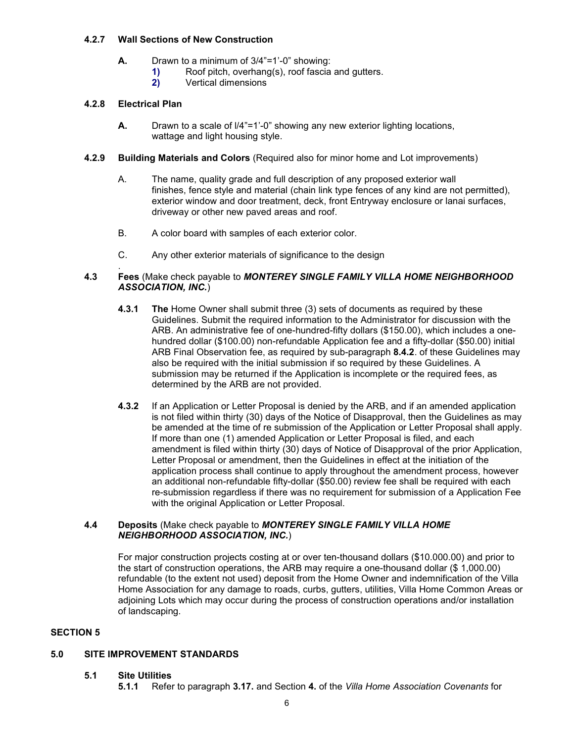**4.2.7 Wall Sections of New Construction**

**A.** Drawn to a minimum of 3/4"=1'-0" showing:

**1)** Roof pitch, overhang(s), roof fascia and gutters.

**2)** Vertical dimensions

**4.2.8 Electrical Plan**

**A.** Drawn to a scale of l/4"=1'-0" showing any new exterior lighting locations, wattage and light housing style.

**4.2.9 Building Materials and Colors** (Required also for minor home and Lot improvements)

A. The name, quality grade and full description of any proposed exterior wall finishes, fence style and material (chain link type fences of any kind are not permitted), exterior window and door treatment, deck, front Entryway enclosure or lanai surfaces, driveway or other new paved areas and roof.

B. A color board with samples of each exterior color.

C. Any other exterior materials of significance to the design

.

**4.3 Fees** (Make check payable to ***MONTEREY SINGLE FAMILY VILLA HOME NEIGHBORHOOD ASSOCIATION, INC.***)

**4.3.1** **The** Home Owner shall submit three (3) sets of documents as required by these Guidelines. Submit the required information to the Administrator for discussion with the ARB. An administrative fee of one-hundred-fifty dollars ($150.00), which includes a one-hundred dollar ($100.00) non-refundable Application fee and a fifty-dollar ($50.00) initial ARB Final Observation fee, as required by sub-paragraph **8.4.2**. of these Guidelines may also be required with the initial submission if so required by these Guidelines. A submission may be returned if the Application is incomplete or the required fees, as determined by the ARB are not provided.

**4.3.2** If an Application or Letter Proposal is denied by the ARB, and if an amended application is not filed within thirty (30) days of the Notice of Disapproval, then the Guidelines as may be amended at the time of re submission of the Application or Letter Proposal shall apply. If more than one (1) amended Application or Letter Proposal is filed, and each amendment is filed within thirty (30) days of Notice of Disapproval of the prior Application, Letter Proposal or amendment, then the Guidelines in effect at the initiation of the application process shall continue to apply throughout the amendment process, however an additional non-refundable fifty-dollar ($50.00) review fee shall be required with each re-submission regardless if there was no requirement for submission of a Application Fee with the original Application or Letter Proposal.

**4.4 Deposits** (Make check payable to ***MONTEREY SINGLE FAMILY VILLA HOME NEIGHBORHOOD ASSOCIATION, INC.***)

For major construction projects costing at or over ten-thousand dollars ($10.000.00) and prior to the start of construction operations, the ARB may require a one-thousand dollar ($ 1,000.00) refundable (to the extent not used) deposit from the Home Owner and indemnification of the Villa Home Association for any damage to roads, curbs, gutters, utilities, Villa Home Common Areas or adjoining Lots which may occur during the process of construction operations and/or installation of landscaping.

## SECTION 5

## 5.0 SITE IMPROVEMENT STANDARDS

### 5.1 Site Utilities

**5.1.1** Refer to paragraph **3.17.** and Section **4.** of the *Villa Home Association Covenants* for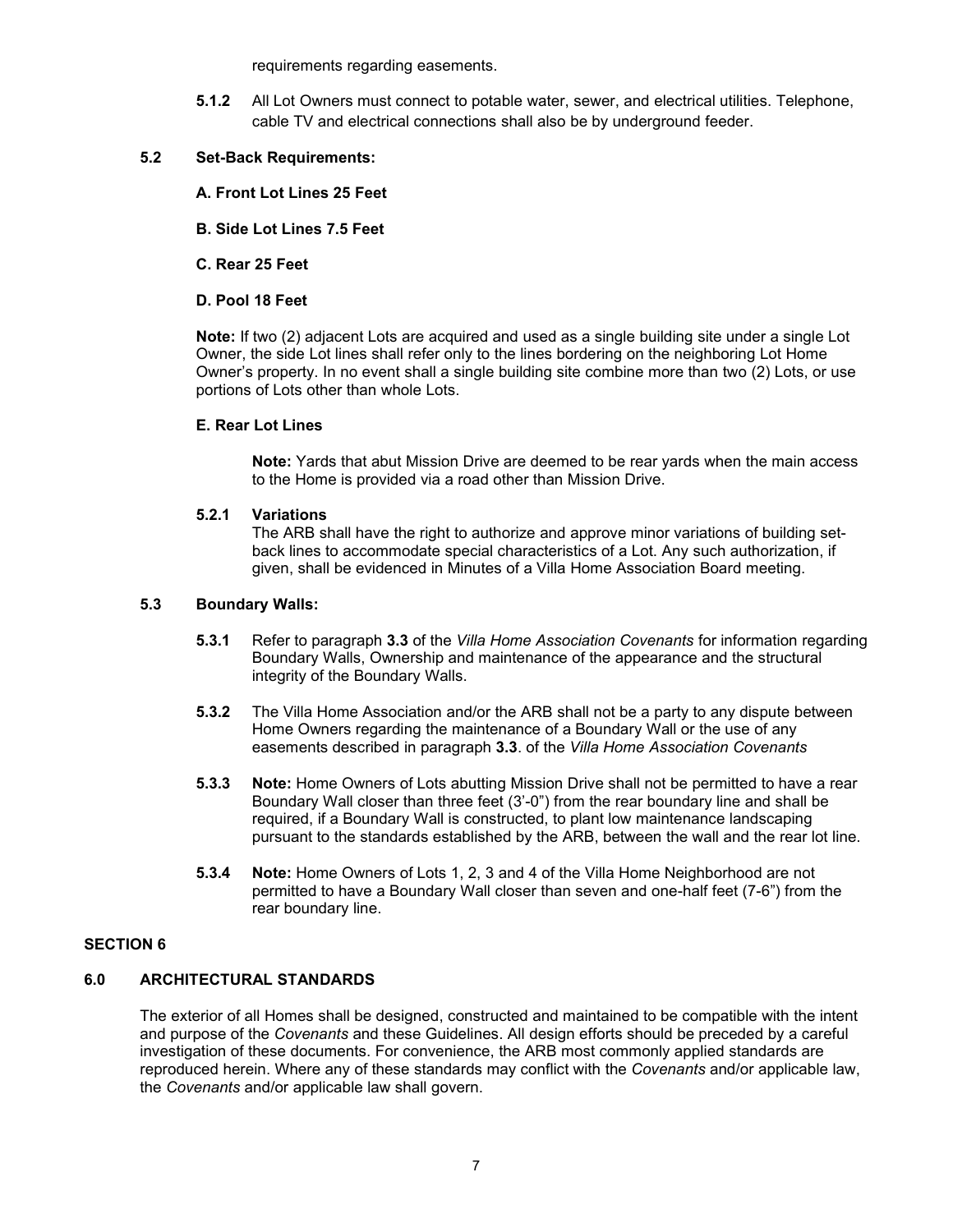requirements regarding easements.

**5.1.2** All Lot Owners must connect to potable water, sewer, and electrical utilities. Telephone, cable TV and electrical connections shall also be by underground feeder.

**5.2 Set-Back Requirements:**

**A. Front Lot Lines 25 Feet**

**B. Side Lot Lines 7.5 Feet**

**C. Rear 25 Feet**

**D. Pool 18 Feet**

**Note:** If two (2) adjacent Lots are acquired and used as a single building site under a single Lot Owner, the side Lot lines shall refer only to the lines bordering on the neighboring Lot Home Owner's property. In no event shall a single building site combine more than two (2) Lots, or use portions of Lots other than whole Lots.

**E. Rear Lot Lines**

**Note:** Yards that abut Mission Drive are deemed to be rear yards when the main access to the Home is provided via a road other than Mission Drive.

**5.2.1 Variations**

The ARB shall have the right to authorize and approve minor variations of building set-back lines to accommodate special characteristics of a Lot. Any such authorization, if given, shall be evidenced in Minutes of a Villa Home Association Board meeting.

**5.3 Boundary Walls:**

**5.3.1** Refer to paragraph **3.3** of the *Villa Home Association Covenants* for information regarding Boundary Walls, Ownership and maintenance of the appearance and the structural integrity of the Boundary Walls.

**5.3.2** The Villa Home Association and/or the ARB shall not be a party to any dispute between Home Owners regarding the maintenance of a Boundary Wall or the use of any easements described in paragraph **3.3**. of the *Villa Home Association Covenants*

**5.3.3** **Note:** Home Owners of Lots abutting Mission Drive shall not be permitted to have a rear Boundary Wall closer than three feet (3'-0") from the rear boundary line and shall be required, if a Boundary Wall is constructed, to plant low maintenance landscaping pursuant to the standards established by the ARB, between the wall and the rear lot line.

**5.3.4** **Note:** Home Owners of Lots 1, 2, 3 and 4 of the Villa Home Neighborhood are not permitted to have a Boundary Wall closer than seven and one-half feet (7-6") from the rear boundary line.

## SECTION 6

## 6.0 ARCHITECTURAL STANDARDS

The exterior of all Homes shall be designed, constructed and maintained to be compatible with the intent and purpose of the *Covenants* and these Guidelines. All design efforts should be preceded by a careful investigation of these documents. For convenience, the ARB most commonly applied standards are reproduced herein. Where any of these standards may conflict with the *Covenants* and/or applicable law, the *Covenants* and/or applicable law shall govern.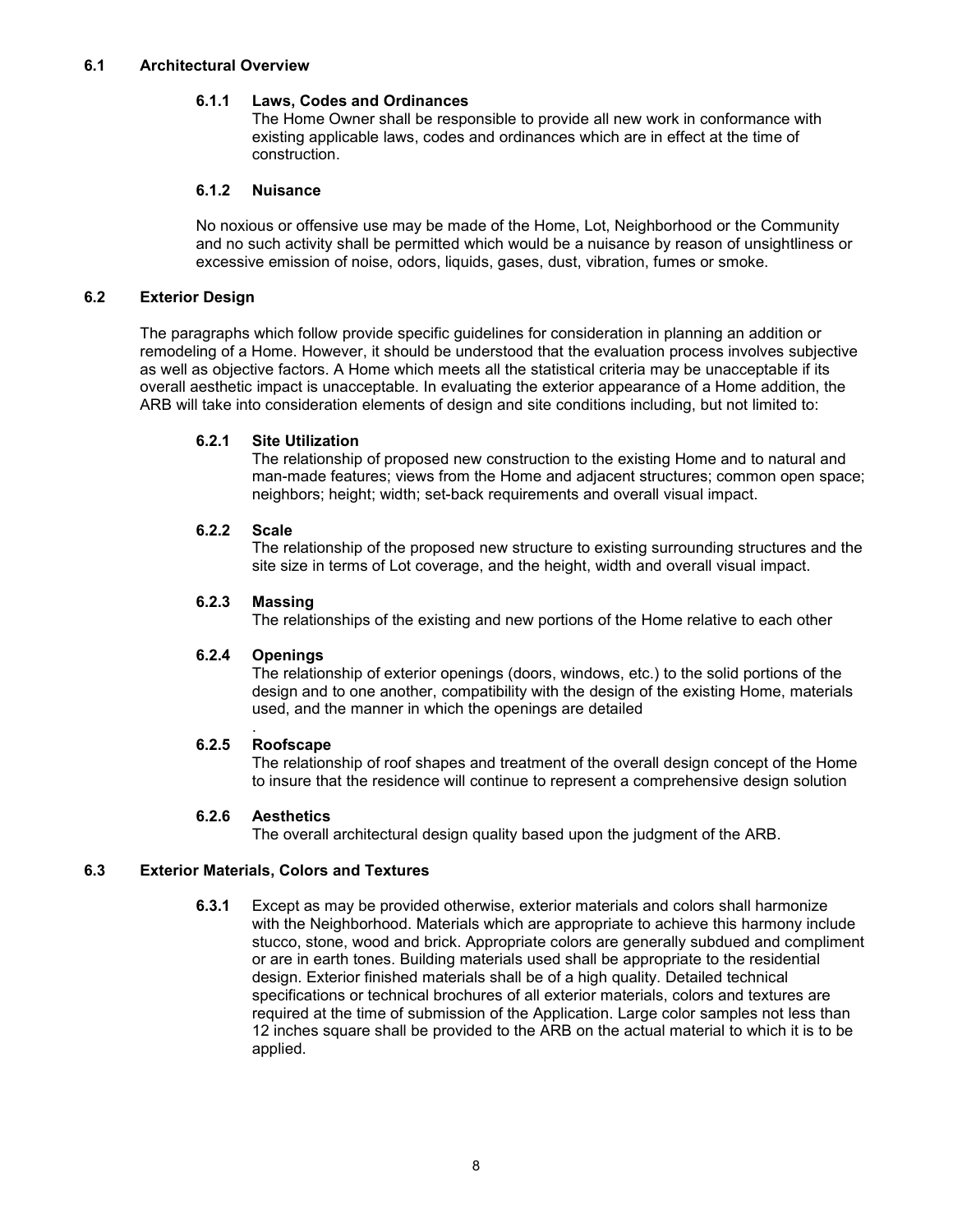## 6.1 Architectural Overview

### 6.1.1 Laws, Codes and Ordinances

The Home Owner shall be responsible to provide all new work in conformance with existing applicable laws, codes and ordinances which are in effect at the time of construction.

### 6.1.2 Nuisance

No noxious or offensive use may be made of the Home, Lot, Neighborhood or the Community and no such activity shall be permitted which would be a nuisance by reason of unsightliness or excessive emission of noise, odors, liquids, gases, dust, vibration, fumes or smoke.

## 6.2 Exterior Design

The paragraphs which follow provide specific guidelines for consideration in planning an addition or remodeling of a Home. However, it should be understood that the evaluation process involves subjective as well as objective factors. A Home which meets all the statistical criteria may be unacceptable if its overall aesthetic impact is unacceptable. In evaluating the exterior appearance of a Home addition, the ARB will take into consideration elements of design and site conditions including, but not limited to:

### 6.2.1 Site Utilization

The relationship of proposed new construction to the existing Home and to natural and man-made features; views from the Home and adjacent structures; common open space; neighbors; height; width; set-back requirements and overall visual impact.

### 6.2.2 Scale

The relationship of the proposed new structure to existing surrounding structures and the site size in terms of Lot coverage, and the height, width and overall visual impact.

### 6.2.3 Massing

The relationships of the existing and new portions of the Home relative to each other

### 6.2.4 Openings

The relationship of exterior openings (doors, windows, etc.) to the solid portions of the design and to one another, compatibility with the design of the existing Home, materials used, and the manner in which the openings are detailed

.

### 6.2.5 Roofscape

The relationship of roof shapes and treatment of the overall design concept of the Home to insure that the residence will continue to represent a comprehensive design solution

### 6.2.6 Aesthetics

The overall architectural design quality based upon the judgment of the ARB.

## 6.3 Exterior Materials, Colors and Textures

**6.3.1** Except as may be provided otherwise, exterior materials and colors shall harmonize with the Neighborhood. Materials which are appropriate to achieve this harmony include stucco, stone, wood and brick. Appropriate colors are generally subdued and compliment or are in earth tones. Building materials used shall be appropriate to the residential design. Exterior finished materials shall be of a high quality. Detailed technical specifications or technical brochures of all exterior materials, colors and textures are required at the time of submission of the Application. Large color samples not less than 12 inches square shall be provided to the ARB on the actual material to which it is to be applied.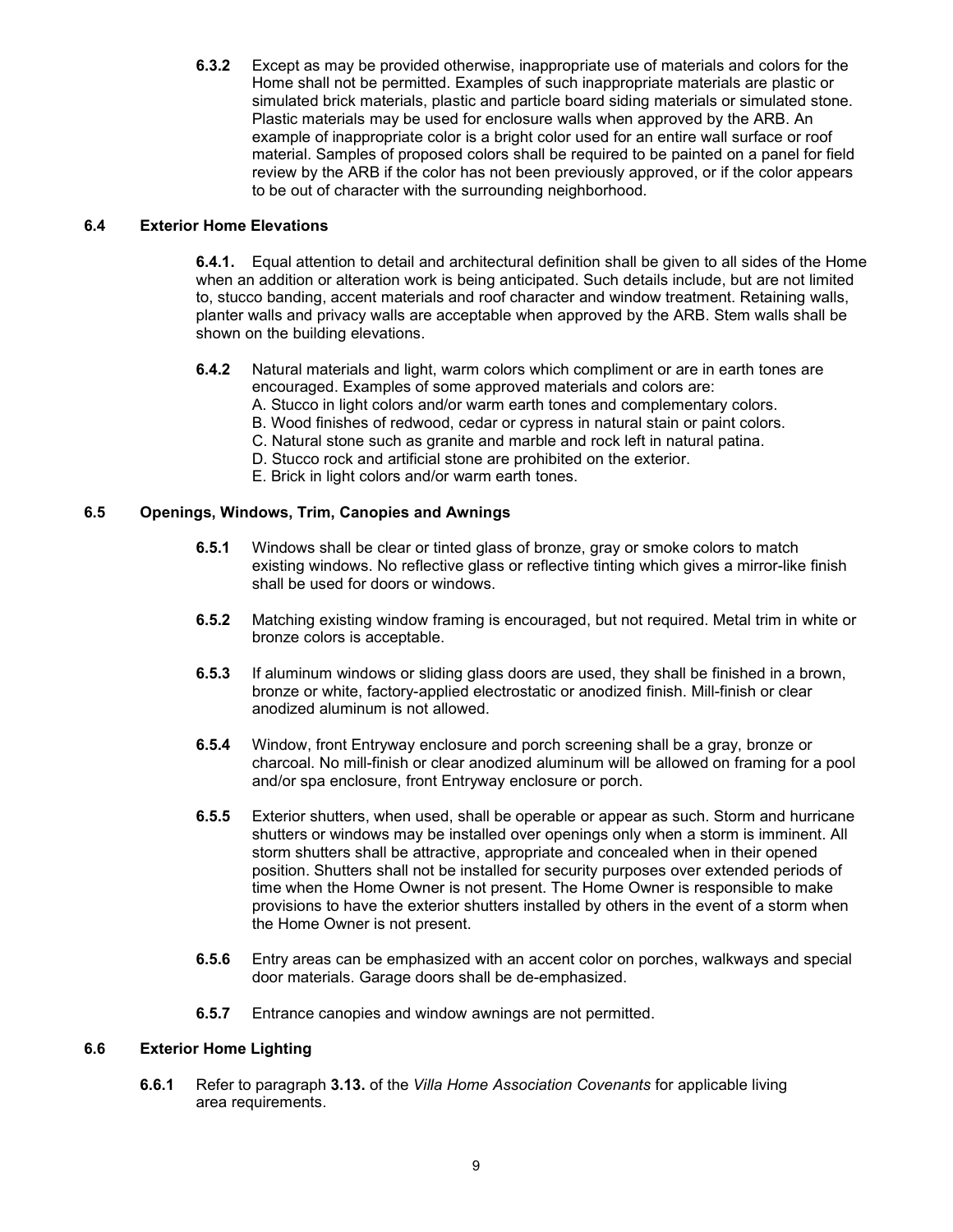**6.3.2** Except as may be provided otherwise, inappropriate use of materials and colors for the Home shall not be permitted. Examples of such inappropriate materials are plastic or simulated brick materials, plastic and particle board siding materials or simulated stone. Plastic materials may be used for enclosure walls when approved by the ARB. An example of inappropriate color is a bright color used for an entire wall surface or roof material. Samples of proposed colors shall be required to be painted on a panel for field review by the ARB if the color has not been previously approved, or if the color appears to be out of character with the surrounding neighborhood.

## 6.4 Exterior Home Elevations

**6.4.1.** Equal attention to detail and architectural definition shall be given to all sides of the Home when an addition or alteration work is being anticipated. Such details include, but are not limited to, stucco banding, accent materials and roof character and window treatment. Retaining walls, planter walls and privacy walls are acceptable when approved by the ARB. Stem walls shall be shown on the building elevations.

**6.4.2** Natural materials and light, warm colors which compliment or are in earth tones are encouraged. Examples of some approved materials and colors are:

A. Stucco in light colors and/or warm earth tones and complementary colors.
B. Wood finishes of redwood, cedar or cypress in natural stain or paint colors.
C. Natural stone such as granite and marble and rock left in natural patina.
D. Stucco rock and artificial stone are prohibited on the exterior.
E. Brick in light colors and/or warm earth tones.

## 6.5 Openings, Windows, Trim, Canopies and Awnings

**6.5.1** Windows shall be clear or tinted glass of bronze, gray or smoke colors to match existing windows. No reflective glass or reflective tinting which gives a mirror-like finish shall be used for doors or windows.

**6.5.2** Matching existing window framing is encouraged, but not required. Metal trim in white or bronze colors is acceptable.

**6.5.3** If aluminum windows or sliding glass doors are used, they shall be finished in a brown, bronze or white, factory-applied electrostatic or anodized finish. Mill-finish or clear anodized aluminum is not allowed.

**6.5.4** Window, front Entryway enclosure and porch screening shall be a gray, bronze or charcoal. No mill-finish or clear anodized aluminum will be allowed on framing for a pool and/or spa enclosure, front Entryway enclosure or porch.

**6.5.5** Exterior shutters, when used, shall be operable or appear as such. Storm and hurricane shutters or windows may be installed over openings only when a storm is imminent. All storm shutters shall be attractive, appropriate and concealed when in their opened position. Shutters shall not be installed for security purposes over extended periods of time when the Home Owner is not present. The Home Owner is responsible to make provisions to have the exterior shutters installed by others in the event of a storm when the Home Owner is not present.

**6.5.6** Entry areas can be emphasized with an accent color on porches, walkways and special door materials. Garage doors shall be de-emphasized.

**6.5.7** Entrance canopies and window awnings are not permitted.

## 6.6 Exterior Home Lighting

**6.6.1** Refer to paragraph **3.13.** of the *Villa Home Association Covenants* for applicable living area requirements.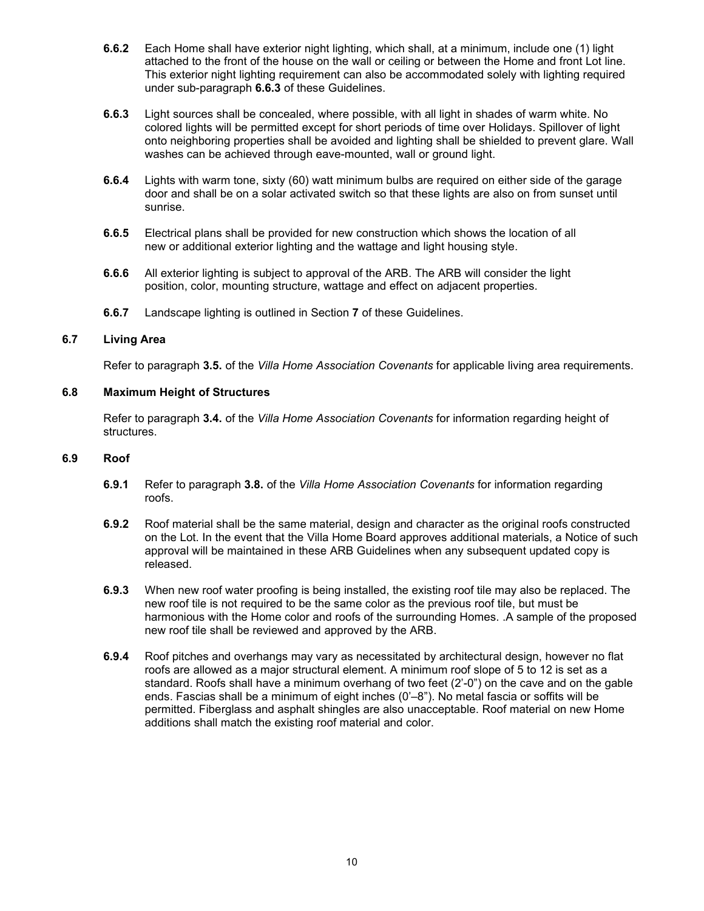**6.6.2** Each Home shall have exterior night lighting, which shall, at a minimum, include one (1) light attached to the front of the house on the wall or ceiling or between the Home and front Lot line. This exterior night lighting requirement can also be accommodated solely with lighting required under sub-paragraph **6.6.3** of these Guidelines.

**6.6.3** Light sources shall be concealed, where possible, with all light in shades of warm white. No colored lights will be permitted except for short periods of time over Holidays. Spillover of light onto neighboring properties shall be avoided and lighting shall be shielded to prevent glare. Wall washes can be achieved through eave-mounted, wall or ground light.

**6.6.4** Lights with warm tone, sixty (60) watt minimum bulbs are required on either side of the garage door and shall be on a solar activated switch so that these lights are also on from sunset until sunrise.

**6.6.5** Electrical plans shall be provided for new construction which shows the location of all new or additional exterior lighting and the wattage and light housing style.

**6.6.6** All exterior lighting is subject to approval of the ARB. The ARB will consider the light position, color, mounting structure, wattage and effect on adjacent properties.

**6.6.7** Landscape lighting is outlined in Section **7** of these Guidelines.

### 6.7 Living Area

Refer to paragraph **3.5.** of the *Villa Home Association Covenants* for applicable living area requirements.

### 6.8 Maximum Height of Structures

Refer to paragraph **3.4.** of the *Villa Home Association Covenants* for information regarding height of structures.

### 6.9 Roof

**6.9.1** Refer to paragraph **3.8.** of the *Villa Home Association Covenants* for information regarding roofs.

**6.9.2** Roof material shall be the same material, design and character as the original roofs constructed on the Lot. In the event that the Villa Home Board approves additional materials, a Notice of such approval will be maintained in these ARB Guidelines when any subsequent updated copy is released.

**6.9.3** When new roof water proofing is being installed, the existing roof tile may also be replaced. The new roof tile is not required to be the same color as the previous roof tile, but must be harmonious with the Home color and roofs of the surrounding Homes. .A sample of the proposed new roof tile shall be reviewed and approved by the ARB.

**6.9.4** Roof pitches and overhangs may vary as necessitated by architectural design, however no flat roofs are allowed as a major structural element. A minimum roof slope of 5 to 12 is set as a standard. Roofs shall have a minimum overhang of two feet (2'-0") on the cave and on the gable ends. Fascias shall be a minimum of eight inches (0'–8"). No metal fascia or soffits will be permitted. Fiberglass and asphalt shingles are also unacceptable. Roof material on new Home additions shall match the existing roof material and color.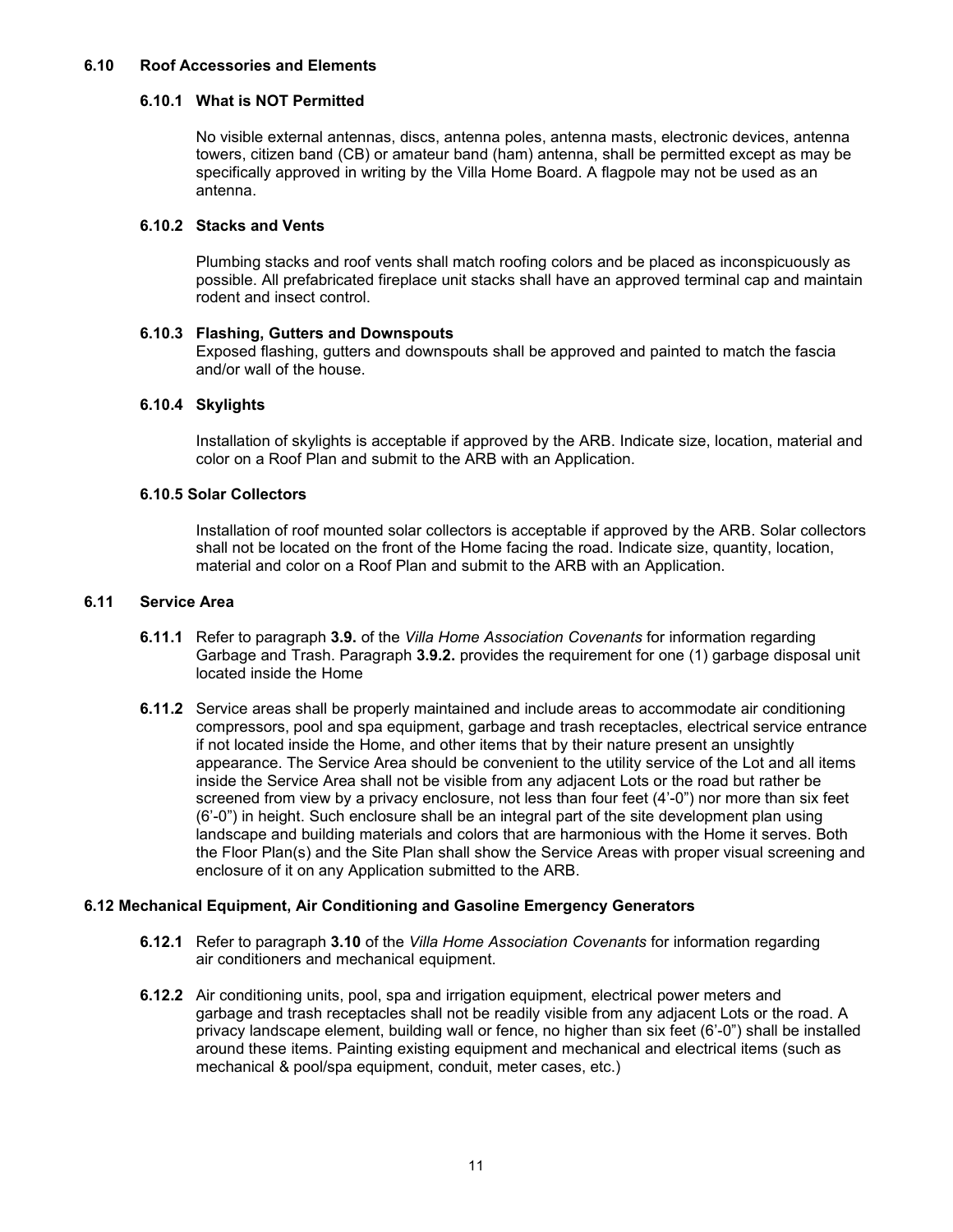## 6.10 Roof Accessories and Elements

### 6.10.1 What is NOT Permitted

No visible external antennas, discs, antenna poles, antenna masts, electronic devices, antenna towers, citizen band (CB) or amateur band (ham) antenna, shall be permitted except as may be specifically approved in writing by the Villa Home Board. A flagpole may not be used as an antenna.

### 6.10.2 Stacks and Vents

Plumbing stacks and roof vents shall match roofing colors and be placed as inconspicuously as possible. All prefabricated fireplace unit stacks shall have an approved terminal cap and maintain rodent and insect control.

### 6.10.3 Flashing, Gutters and Downspouts

Exposed flashing, gutters and downspouts shall be approved and painted to match the fascia and/or wall of the house.

### 6.10.4 Skylights

Installation of skylights is acceptable if approved by the ARB. Indicate size, location, material and color on a Roof Plan and submit to the ARB with an Application.

### 6.10.5 Solar Collectors

Installation of roof mounted solar collectors is acceptable if approved by the ARB. Solar collectors shall not be located on the front of the Home facing the road. Indicate size, quantity, location, material and color on a Roof Plan and submit to the ARB with an Application.

## 6.11 Service Area

**6.11.1** Refer to paragraph **3.9.** of the *Villa Home Association Covenants* for information regarding Garbage and Trash. Paragraph **3.9.2.** provides the requirement for one (1) garbage disposal unit located inside the Home

**6.11.2** Service areas shall be properly maintained and include areas to accommodate air conditioning compressors, pool and spa equipment, garbage and trash receptacles, electrical service entrance if not located inside the Home, and other items that by their nature present an unsightly appearance. The Service Area should be convenient to the utility service of the Lot and all items inside the Service Area shall not be visible from any adjacent Lots or the road but rather be screened from view by a privacy enclosure, not less than four feet (4'-0") nor more than six feet (6'-0") in height. Such enclosure shall be an integral part of the site development plan using landscape and building materials and colors that are harmonious with the Home it serves. Both the Floor Plan(s) and the Site Plan shall show the Service Areas with proper visual screening and enclosure of it on any Application submitted to the ARB.

## 6.12 Mechanical Equipment, Air Conditioning and Gasoline Emergency Generators

**6.12.1** Refer to paragraph **3.10** of the *Villa Home Association Covenants* for information regarding air conditioners and mechanical equipment.

**6.12.2** Air conditioning units, pool, spa and irrigation equipment, electrical power meters and garbage and trash receptacles shall not be readily visible from any adjacent Lots or the road. A privacy landscape element, building wall or fence, no higher than six feet (6'-0") shall be installed around these items. Painting existing equipment and mechanical and electrical items (such as mechanical & pool/spa equipment, conduit, meter cases, etc.)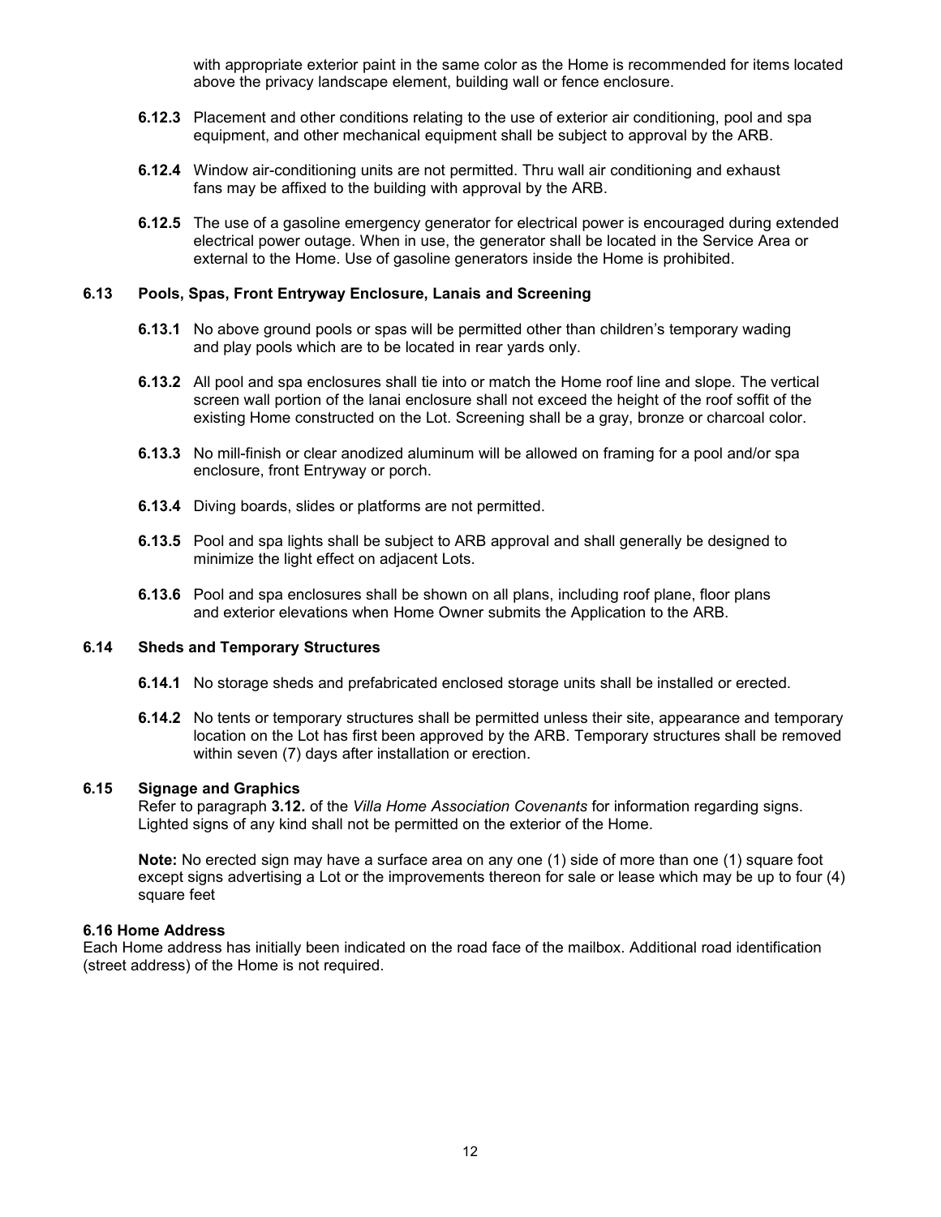with appropriate exterior paint in the same color as the Home is recommended for items located above the privacy landscape element, building wall or fence enclosure.

**6.12.3** Placement and other conditions relating to the use of exterior air conditioning, pool and spa equipment, and other mechanical equipment shall be subject to approval by the ARB.

**6.12.4** Window air-conditioning units are not permitted. Thru wall air conditioning and exhaust fans may be affixed to the building with approval by the ARB.

**6.12.5** The use of a gasoline emergency generator for electrical power is encouraged during extended electrical power outage. When in use, the generator shall be located in the Service Area or external to the Home. Use of gasoline generators inside the Home is prohibited.

### 6.13 Pools, Spas, Front Entryway Enclosure, Lanais and Screening

**6.13.1** No above ground pools or spas will be permitted other than children's temporary wading and play pools which are to be located in rear yards only.

**6.13.2** All pool and spa enclosures shall tie into or match the Home roof line and slope. The vertical screen wall portion of the lanai enclosure shall not exceed the height of the roof soffit of the existing Home constructed on the Lot. Screening shall be a gray, bronze or charcoal color.

**6.13.3** No mill-finish or clear anodized aluminum will be allowed on framing for a pool and/or spa enclosure, front Entryway or porch.

**6.13.4** Diving boards, slides or platforms are not permitted.

**6.13.5** Pool and spa lights shall be subject to ARB approval and shall generally be designed to minimize the light effect on adjacent Lots.

**6.13.6** Pool and spa enclosures shall be shown on all plans, including roof plane, floor plans and exterior elevations when Home Owner submits the Application to the ARB.

### 6.14 Sheds and Temporary Structures

**6.14.1** No storage sheds and prefabricated enclosed storage units shall be installed or erected.

**6.14.2** No tents or temporary structures shall be permitted unless their site, appearance and temporary location on the Lot has first been approved by the ARB. Temporary structures shall be removed within seven (7) days after installation or erection.

### 6.15 Signage and Graphics

Refer to paragraph **3.12.** of the *Villa Home Association Covenants* for information regarding signs. Lighted signs of any kind shall not be permitted on the exterior of the Home.

**Note:** No erected sign may have a surface area on any one (1) side of more than one (1) square foot except signs advertising a Lot or the improvements thereon for sale or lease which may be up to four (4) square feet

### 6.16 Home Address

Each Home address has initially been indicated on the road face of the mailbox. Additional road identification (street address) of the Home is not required.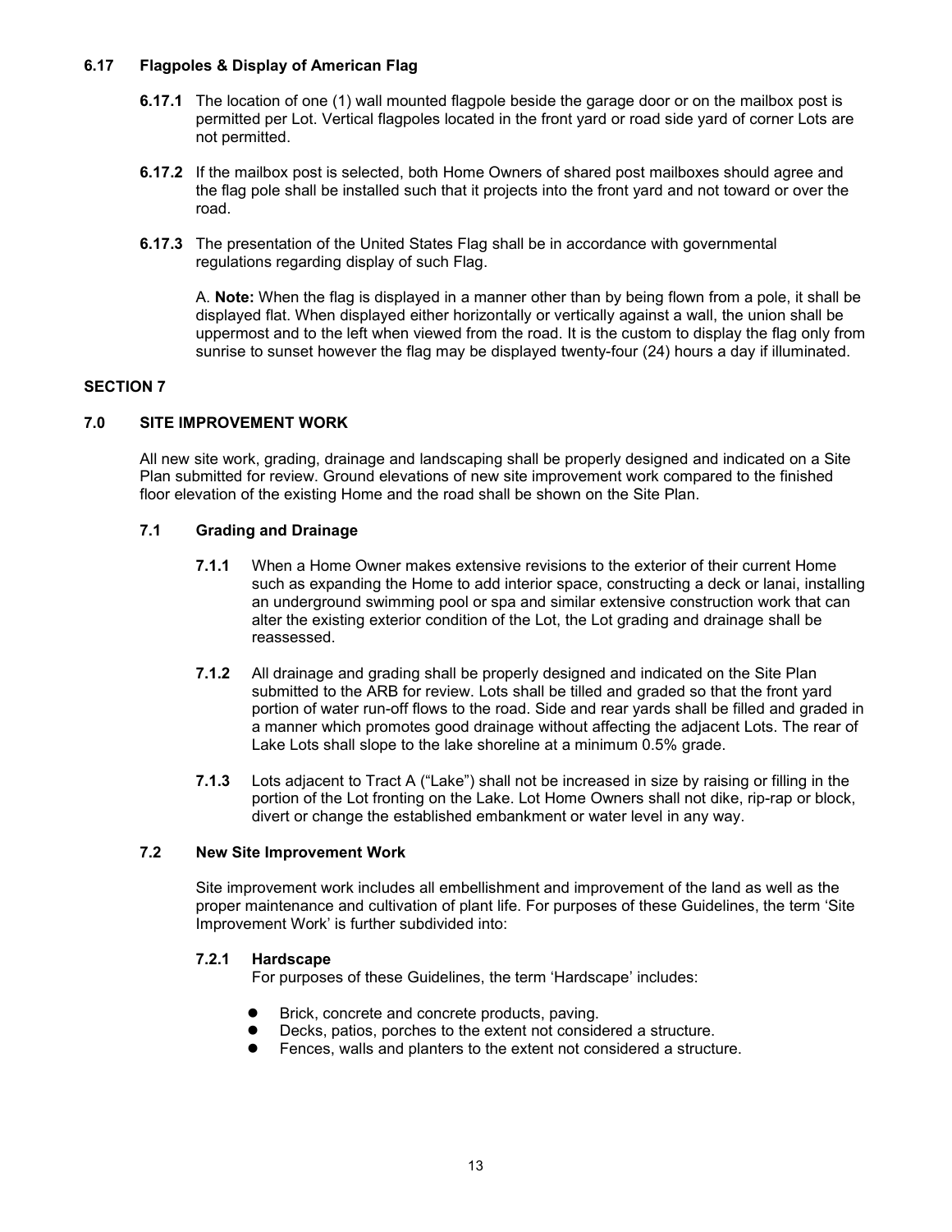### 6.17 Flagpoles & Display of American Flag

**6.17.1** The location of one (1) wall mounted flagpole beside the garage door or on the mailbox post is permitted per Lot. Vertical flagpoles located in the front yard or road side yard of corner Lots are not permitted.

**6.17.2** If the mailbox post is selected, both Home Owners of shared post mailboxes should agree and the flag pole shall be installed such that it projects into the front yard and not toward or over the road.

**6.17.3** The presentation of the United States Flag shall be in accordance with governmental regulations regarding display of such Flag.

A. **Note:** When the flag is displayed in a manner other than by being flown from a pole, it shall be displayed flat. When displayed either horizontally or vertically against a wall, the union shall be uppermost and to the left when viewed from the road. It is the custom to display the flag only from sunrise to sunset however the flag may be displayed twenty-four (24) hours a day if illuminated.

## SECTION 7

## 7.0 SITE IMPROVEMENT WORK

All new site work, grading, drainage and landscaping shall be properly designed and indicated on a Site Plan submitted for review. Ground elevations of new site improvement work compared to the finished floor elevation of the existing Home and the road shall be shown on the Site Plan.

### 7.1 Grading and Drainage

**7.1.1** When a Home Owner makes extensive revisions to the exterior of their current Home such as expanding the Home to add interior space, constructing a deck or lanai, installing an underground swimming pool or spa and similar extensive construction work that can alter the existing exterior condition of the Lot, the Lot grading and drainage shall be reassessed.

**7.1.2** All drainage and grading shall be properly designed and indicated on the Site Plan submitted to the ARB for review. Lots shall be tilled and graded so that the front yard portion of water run-off flows to the road. Side and rear yards shall be filled and graded in a manner which promotes good drainage without affecting the adjacent Lots. The rear of Lake Lots shall slope to the lake shoreline at a minimum 0.5% grade.

**7.1.3** Lots adjacent to Tract A ("Lake") shall not be increased in size by raising or filling in the portion of the Lot fronting on the Lake. Lot Home Owners shall not dike, rip-rap or block, divert or change the established embankment or water level in any way.

### 7.2 New Site Improvement Work

Site improvement work includes all embellishment and improvement of the land as well as the proper maintenance and cultivation of plant life. For purposes of these Guidelines, the term 'Site Improvement Work' is further subdivided into:

#### 7.2.1 Hardscape

For purposes of these Guidelines, the term 'Hardscape' includes:

- Brick, concrete and concrete products, paving.
- Decks, patios, porches to the extent not considered a structure.
- Fences, walls and planters to the extent not considered a structure.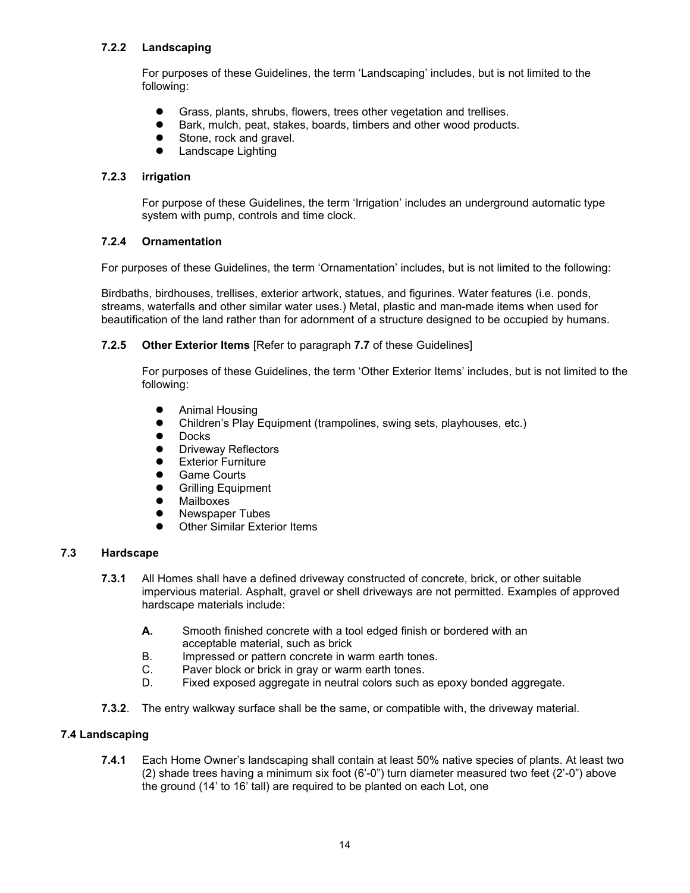### 7.2.2 Landscaping

For purposes of these Guidelines, the term 'Landscaping' includes, but is not limited to the following:

- Grass, plants, shrubs, flowers, trees other vegetation and trellises.
- Bark, mulch, peat, stakes, boards, timbers and other wood products.
- Stone, rock and gravel.
- Landscape Lighting

### 7.2.3 irrigation

For purpose of these Guidelines, the term 'Irrigation' includes an underground automatic type system with pump, controls and time clock.

### 7.2.4 Ornamentation

For purposes of these Guidelines, the term 'Ornamentation' includes, but is not limited to the following:

Birdbaths, birdhouses, trellises, exterior artwork, statues, and figurines. Water features (i.e. ponds, streams, waterfalls and other similar water uses.) Metal, plastic and man-made items when used for beautification of the land rather than for adornment of a structure designed to be occupied by humans.

### 7.2.5 Other Exterior Items [Refer to paragraph **7.7** of these Guidelines]

For purposes of these Guidelines, the term 'Other Exterior Items' includes, but is not limited to the following:

- Animal Housing
- Children's Play Equipment (trampolines, swing sets, playhouses, etc.)
- Docks
- Driveway Reflectors
- Exterior Furniture
- Game Courts
- Grilling Equipment
- Mailboxes
- Newspaper Tubes
- Other Similar Exterior Items

## 7.3 Hardscape

**7.3.1** All Homes shall have a defined driveway constructed of concrete, brick, or other suitable impervious material. Asphalt, gravel or shell driveways are not permitted. Examples of approved hardscape materials include:

**A.** Smooth finished concrete with a tool edged finish or bordered with an acceptable material, such as brick
B. Impressed or pattern concrete in warm earth tones.
C. Paver block or brick in gray or warm earth tones.
D. Fixed exposed aggregate in neutral colors such as epoxy bonded aggregate.

**7.3.2**. The entry walkway surface shall be the same, or compatible with, the driveway material.

## 7.4 Landscaping

**7.4.1** Each Home Owner's landscaping shall contain at least 50% native species of plants. At least two (2) shade trees having a minimum six foot (6'-0") turn diameter measured two feet (2'-0") above the ground (14' to 16' tall) are required to be planted on each Lot, one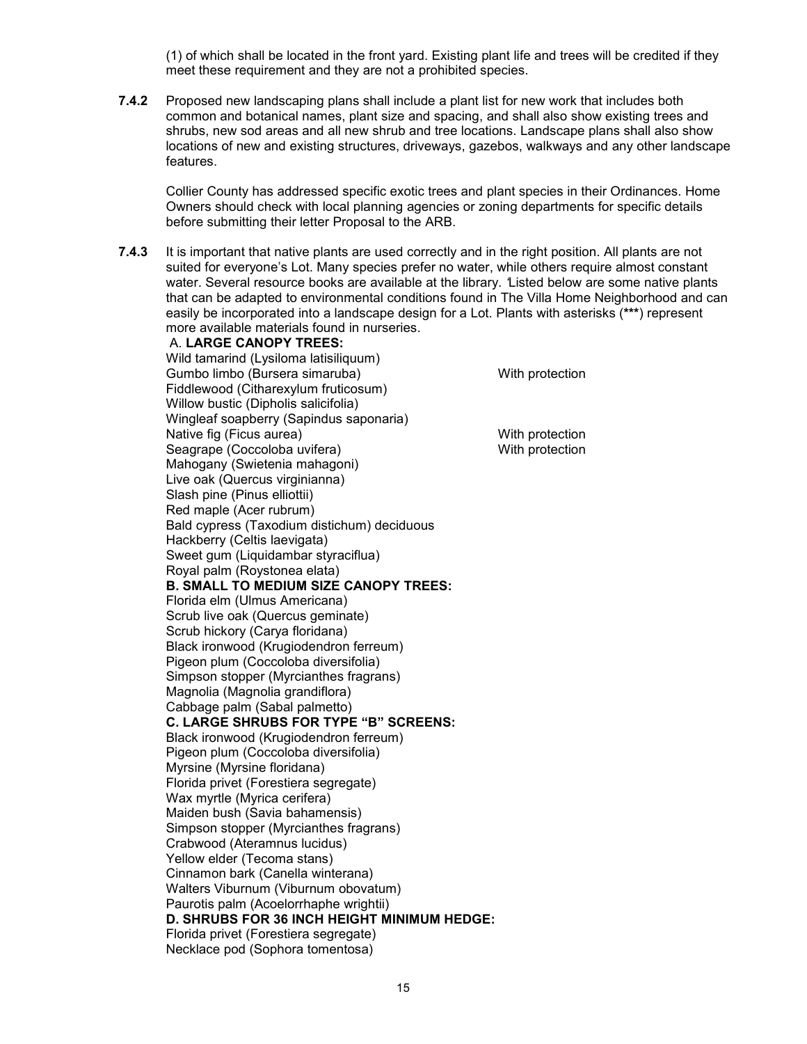(1) of which shall be located in the front yard. Existing plant life and trees will be credited if they meet these requirement and they are not a prohibited species.

**7.4.2** Proposed new landscaping plans shall include a plant list for new work that includes both common and botanical names, plant size and spacing, and shall also show existing trees and shrubs, new sod areas and all new shrub and tree locations. Landscape plans shall also show locations of new and existing structures, driveways, gazebos, walkways and any other landscape features.

Collier County has addressed specific exotic trees and plant species in their Ordinances. Home Owners should check with local planning agencies or zoning departments for specific details before submitting their letter Proposal to the ARB.

**7.4.3** It is important that native plants are used correctly and in the right position. All plants are not suited for everyone's Lot. Many species prefer no water, while others require almost constant water. Several resource books are available at the library. 'Listed below are some native plants that can be adapted to environmental conditions found in The Villa Home Neighborhood and can easily be incorporated into a landscape design for a Lot. Plants with asterisks (**\*\*\***) represent more available materials found in nurseries.

A. **LARGE CANOPY TREES:**

Wild tamarind (Lysiloma latisiliquum)
Gumbo limbo (Bursera simaruba) — With protection
Fiddlewood (Citharexylum fruticosum)
Willow bustic (Dipholis salicifolia)
Wingleaf soapberry (Sapindus saponaria)
Native fig (Ficus aurea) — With protection
Seagrape (Coccoloba uvifera) — With protection
Mahogany (Swietenia mahagoni)
Live oak (Quercus virginianna)
Slash pine (Pinus elliottii)
Red maple (Acer rubrum)
Bald cypress (Taxodium distichum) deciduous
Hackberry (Celtis laevigata)
Sweet gum (Liquidambar styraciflua)
Royal palm (Roystonea elata)

**B. SMALL TO MEDIUM SIZE CANOPY TREES:**

Florida elm (Ulmus Americana)
Scrub live oak (Quercus geminate)
Scrub hickory (Carya floridana)
Black ironwood (Krugiodendron ferreum)
Pigeon plum (Coccoloba diversifolia)
Simpson stopper (Myrcianthes fragrans)
Magnolia (Magnolia grandiflora)
Cabbage palm (Sabal palmetto)

**C. LARGE SHRUBS FOR TYPE "B" SCREENS:**

Black ironwood (Krugiodendron ferreum)
Pigeon plum (Coccoloba diversifolia)
Myrsine (Myrsine floridana)
Florida privet (Forestiera segregate)
Wax myrtle (Myrica cerifera)
Maiden bush (Savia bahamensis)
Simpson stopper (Myrcianthes fragrans)
Crabwood (Ateramnus lucidus)
Yellow elder (Tecoma stans)
Cinnamon bark (Canella winterana)
Walters Viburnum (Viburnum obovatum)
Paurotis palm (Acoelorrhaphe wrightii)

**D. SHRUBS FOR 36 INCH HEIGHT MINIMUM HEDGE:**

Florida privet (Forestiera segregate)
Necklace pod (Sophora tomentosa)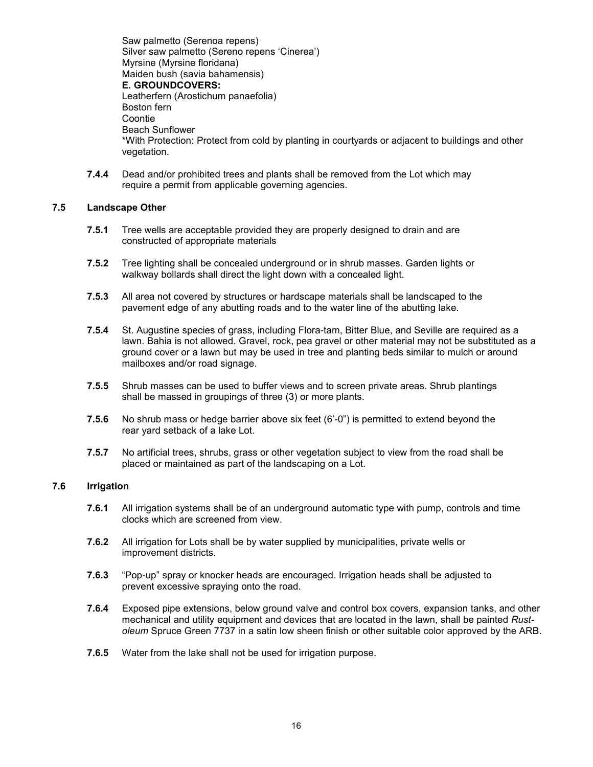Saw palmetto (Serenoa repens)
Silver saw palmetto (Sereno repens 'Cinerea')
Myrsine (Myrsine floridana)
Maiden bush (savia bahamensis)

**E. GROUNDCOVERS:**

Leatherfern (Arostichum panaefolia)
Boston fern
Coontie
Beach Sunflower

*With Protection: Protect from cold by planting in courtyards or adjacent to buildings and other vegetation.

**7.4.4** Dead and/or prohibited trees and plants shall be removed from the Lot which may require a permit from applicable governing agencies.

## 7.5 Landscape Other

**7.5.1** Tree wells are acceptable provided they are properly designed to drain and are constructed of appropriate materials

**7.5.2** Tree lighting shall be concealed underground or in shrub masses. Garden lights or walkway bollards shall direct the light down with a concealed light.

**7.5.3** All area not covered by structures or hardscape materials shall be landscaped to the pavement edge of any abutting roads and to the water line of the abutting lake.

**7.5.4** St. Augustine species of grass, including Flora-tam, Bitter Blue, and Seville are required as a lawn. Bahia is not allowed. Gravel, rock, pea gravel or other material may not be substituted as a ground cover or a lawn but may be used in tree and planting beds similar to mulch or around mailboxes and/or road signage.

**7.5.5** Shrub masses can be used to buffer views and to screen private areas. Shrub plantings shall be massed in groupings of three (3) or more plants.

**7.5.6** No shrub mass or hedge barrier above six feet (6'-0") is permitted to extend beyond the rear yard setback of a lake Lot.

**7.5.7** No artificial trees, shrubs, grass or other vegetation subject to view from the road shall be placed or maintained as part of the landscaping on a Lot.

## 7.6 Irrigation

**7.6.1** All irrigation systems shall be of an underground automatic type with pump, controls and time clocks which are screened from view.

**7.6.2** All irrigation for Lots shall be by water supplied by municipalities, private wells or improvement districts.

**7.6.3** "Pop-up" spray or knocker heads are encouraged. Irrigation heads shall be adjusted to prevent excessive spraying onto the road.

**7.6.4** Exposed pipe extensions, below ground valve and control box covers, expansion tanks, and other mechanical and utility equipment and devices that are located in the lawn, shall be painted *Rust-oleum* Spruce Green 7737 in a satin low sheen finish or other suitable color approved by the ARB.

**7.6.5** Water from the lake shall not be used for irrigation purpose.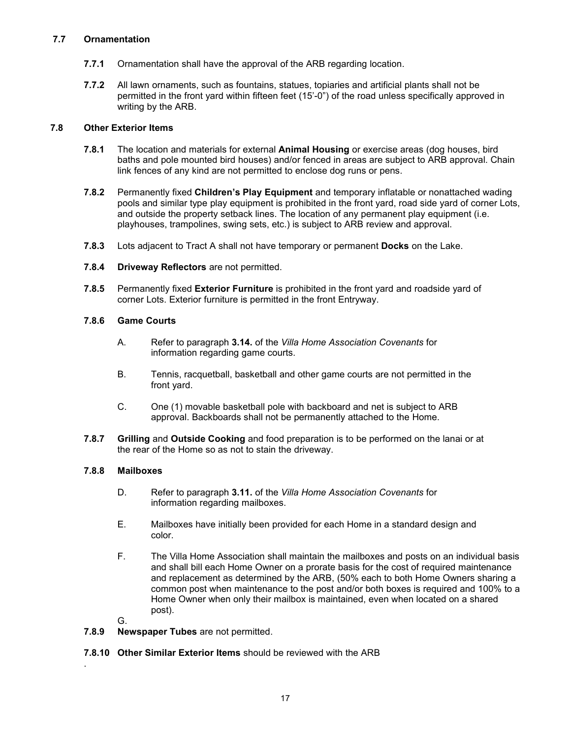### 7.7 Ornamentation

**7.7.1** Ornamentation shall have the approval of the ARB regarding location.

**7.7.2** All lawn ornaments, such as fountains, statues, topiaries and artificial plants shall not be permitted in the front yard within fifteen feet (15'-0") of the road unless specifically approved in writing by the ARB.

### 7.8 Other Exterior Items

**7.8.1** The location and materials for external **Animal Housing** or exercise areas (dog houses, bird baths and pole mounted bird houses) and/or fenced in areas are subject to ARB approval. Chain link fences of any kind are not permitted to enclose dog runs or pens.

**7.8.2** Permanently fixed **Children's Play Equipment** and temporary inflatable or nonattached wading pools and similar type play equipment is prohibited in the front yard, road side yard of corner Lots, and outside the property setback lines. The location of any permanent play equipment (i.e. playhouses, trampolines, swing sets, etc.) is subject to ARB review and approval.

**7.8.3** Lots adjacent to Tract A shall not have temporary or permanent **Docks** on the Lake.

**7.8.4** **Driveway Reflectors** are not permitted.

**7.8.5** Permanently fixed **Exterior Furniture** is prohibited in the front yard and roadside yard of corner Lots. Exterior furniture is permitted in the front Entryway.

**7.8.6** **Game Courts**

A. Refer to paragraph **3.14.** of the *Villa Home Association Covenants* for information regarding game courts.

B. Tennis, racquetball, basketball and other game courts are not permitted in the front yard.

C. One (1) movable basketball pole with backboard and net is subject to ARB approval. Backboards shall not be permanently attached to the Home.

**7.8.7** **Grilling** and **Outside Cooking** and food preparation is to be performed on the lanai or at the rear of the Home so as not to stain the driveway.

**7.8.8** **Mailboxes**

D. Refer to paragraph **3.11.** of the *Villa Home Association Covenants* for information regarding mailboxes.

E. Mailboxes have initially been provided for each Home in a standard design and color.

F. The Villa Home Association shall maintain the mailboxes and posts on an individual basis and shall bill each Home Owner on a prorate basis for the cost of required maintenance and replacement as determined by the ARB, (50% each to both Home Owners sharing a common post when maintenance to the post and/or both boxes is required and 100% to a Home Owner when only their mailbox is maintained, even when located on a shared post).

G.

**7.8.9** **Newspaper Tubes** are not permitted.

**7.8.10** **Other Similar Exterior Items** should be reviewed with the ARB

.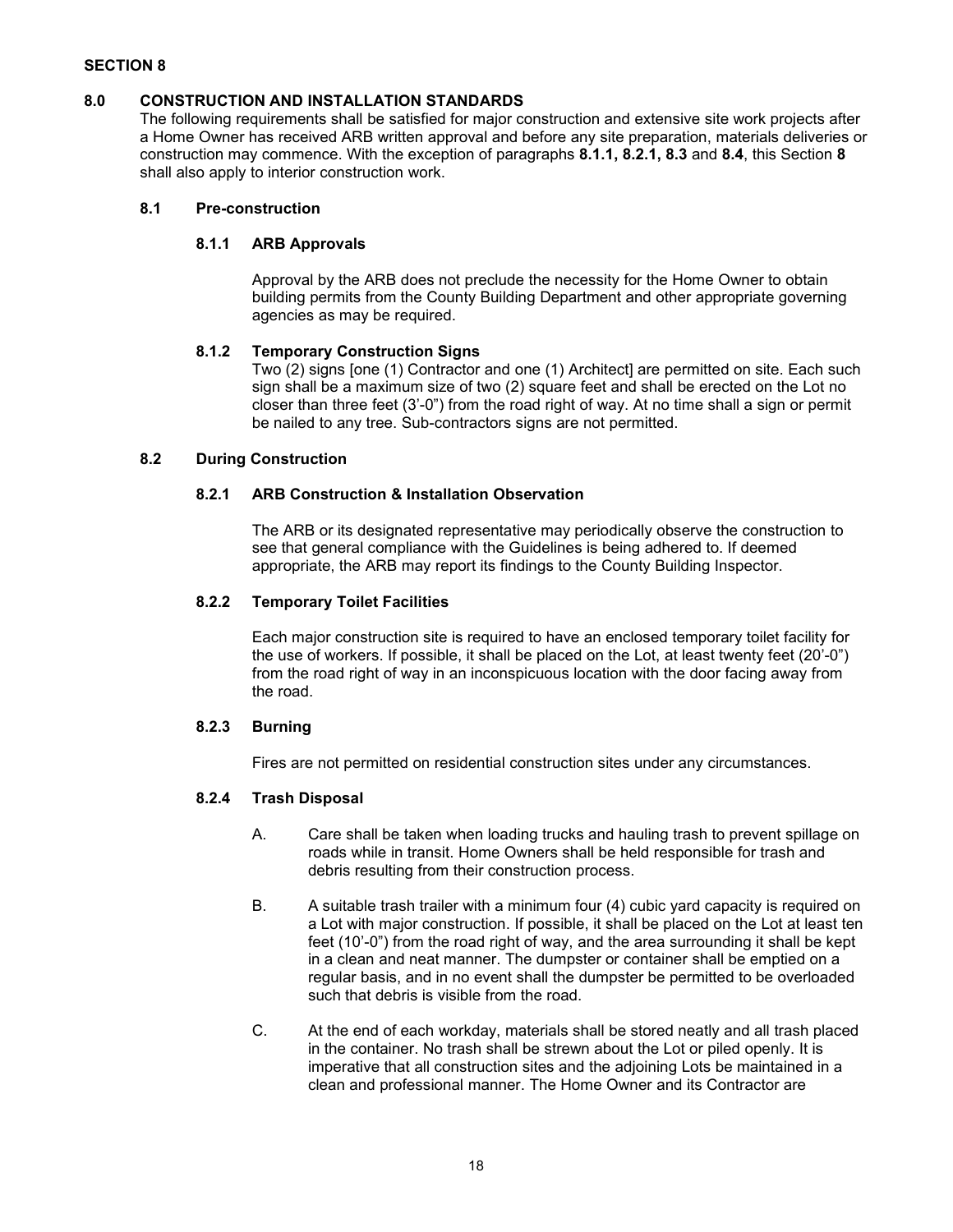## SECTION 8

### 8.0 CONSTRUCTION AND INSTALLATION STANDARDS

The following requirements shall be satisfied for major construction and extensive site work projects after a Home Owner has received ARB written approval and before any site preparation, materials deliveries or construction may commence. With the exception of paragraphs **8.1.1, 8.2.1, 8.3** and **8.4**, this Section **8** shall also apply to interior construction work.

### 8.1 Pre-construction

#### 8.1.1 ARB Approvals

Approval by the ARB does not preclude the necessity for the Home Owner to obtain building permits from the County Building Department and other appropriate governing agencies as may be required.

#### 8.1.2 Temporary Construction Signs

Two (2) signs [one (1) Contractor and one (1) Architect] are permitted on site. Each such sign shall be a maximum size of two (2) square feet and shall be erected on the Lot no closer than three feet (3'-0") from the road right of way. At no time shall a sign or permit be nailed to any tree. Sub-contractors signs are not permitted.

### 8.2 During Construction

#### 8.2.1 ARB Construction & Installation Observation

The ARB or its designated representative may periodically observe the construction to see that general compliance with the Guidelines is being adhered to. If deemed appropriate, the ARB may report its findings to the County Building Inspector.

#### 8.2.2 Temporary Toilet Facilities

Each major construction site is required to have an enclosed temporary toilet facility for the use of workers. If possible, it shall be placed on the Lot, at least twenty feet (20'-0") from the road right of way in an inconspicuous location with the door facing away from the road.

#### 8.2.3 Burning

Fires are not permitted on residential construction sites under any circumstances.

#### 8.2.4 Trash Disposal

A. Care shall be taken when loading trucks and hauling trash to prevent spillage on roads while in transit. Home Owners shall be held responsible for trash and debris resulting from their construction process.

B. A suitable trash trailer with a minimum four (4) cubic yard capacity is required on a Lot with major construction. If possible, it shall be placed on the Lot at least ten feet (10'-0") from the road right of way, and the area surrounding it shall be kept in a clean and neat manner. The dumpster or container shall be emptied on a regular basis, and in no event shall the dumpster be permitted to be overloaded such that debris is visible from the road.

C. At the end of each workday, materials shall be stored neatly and all trash placed in the container. No trash shall be strewn about the Lot or piled openly. It is imperative that all construction sites and the adjoining Lots be maintained in a clean and professional manner. The Home Owner and its Contractor are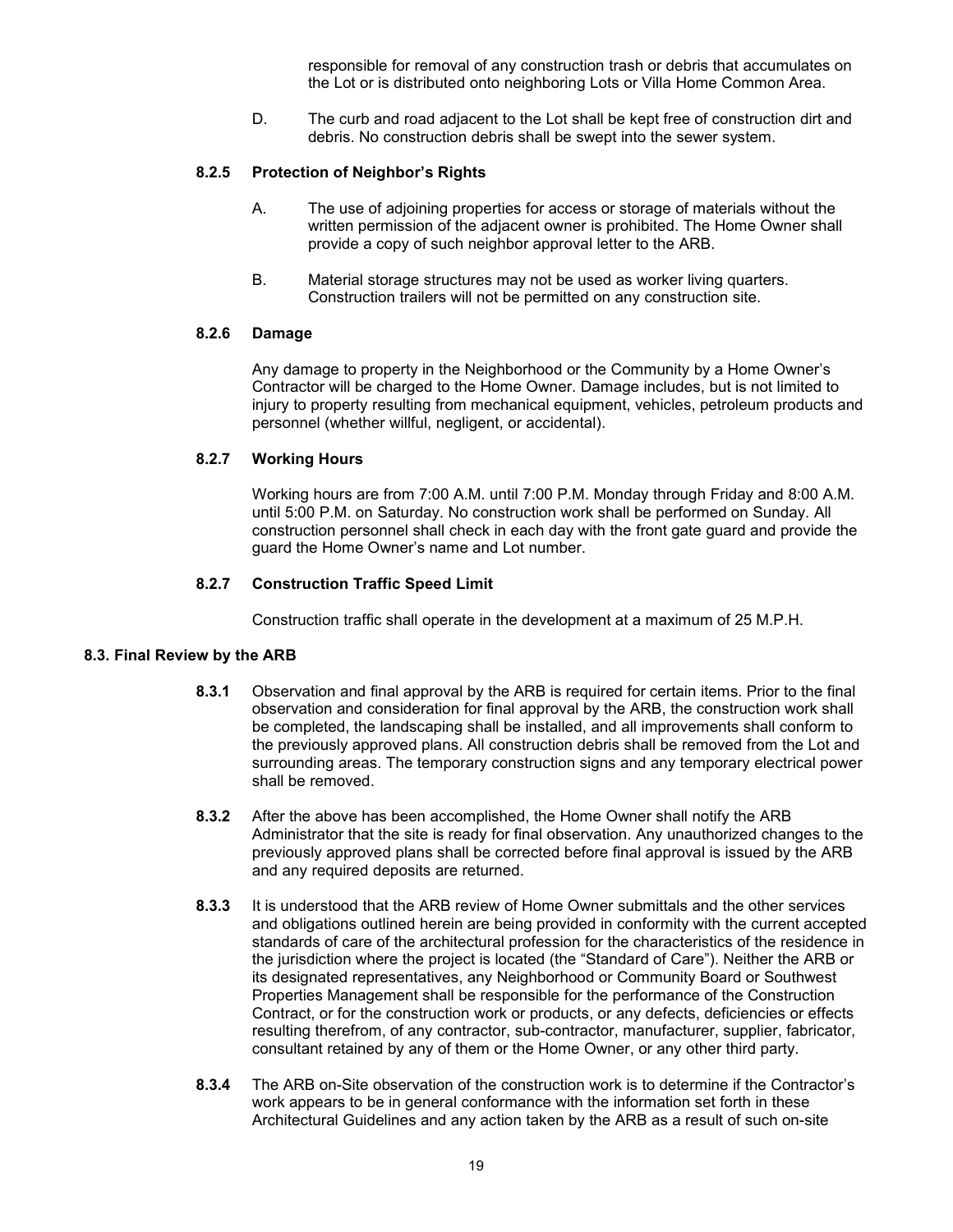responsible for removal of any construction trash or debris that accumulates on the Lot or is distributed onto neighboring Lots or Villa Home Common Area.

D. The curb and road adjacent to the Lot shall be kept free of construction dirt and debris. No construction debris shall be swept into the sewer system.

#### 8.2.5 Protection of Neighbor's Rights

A. The use of adjoining properties for access or storage of materials without the written permission of the adjacent owner is prohibited. The Home Owner shall provide a copy of such neighbor approval letter to the ARB.

B. Material storage structures may not be used as worker living quarters. Construction trailers will not be permitted on any construction site.

#### 8.2.6 Damage

Any damage to property in the Neighborhood or the Community by a Home Owner's Contractor will be charged to the Home Owner. Damage includes, but is not limited to injury to property resulting from mechanical equipment, vehicles, petroleum products and personnel (whether willful, negligent, or accidental).

#### 8.2.7 Working Hours

Working hours are from 7:00 A.M. until 7:00 P.M. Monday through Friday and 8:00 A.M. until 5:00 P.M. on Saturday. No construction work shall be performed on Sunday. All construction personnel shall check in each day with the front gate guard and provide the guard the Home Owner's name and Lot number.

#### 8.2.7 Construction Traffic Speed Limit

Construction traffic shall operate in the development at a maximum of 25 M.P.H.

### 8.3. Final Review by the ARB

**8.3.1** Observation and final approval by the ARB is required for certain items. Prior to the final observation and consideration for final approval by the ARB, the construction work shall be completed, the landscaping shall be installed, and all improvements shall conform to the previously approved plans. All construction debris shall be removed from the Lot and surrounding areas. The temporary construction signs and any temporary electrical power shall be removed.

**8.3.2** After the above has been accomplished, the Home Owner shall notify the ARB Administrator that the site is ready for final observation. Any unauthorized changes to the previously approved plans shall be corrected before final approval is issued by the ARB and any required deposits are returned.

**8.3.3** It is understood that the ARB review of Home Owner submittals and the other services and obligations outlined herein are being provided in conformity with the current accepted standards of care of the architectural profession for the characteristics of the residence in the jurisdiction where the project is located (the "Standard of Care"). Neither the ARB or its designated representatives, any Neighborhood or Community Board or Southwest Properties Management shall be responsible for the performance of the Construction Contract, or for the construction work or products, or any defects, deficiencies or effects resulting therefrom, of any contractor, sub-contractor, manufacturer, supplier, fabricator, consultant retained by any of them or the Home Owner, or any other third party.

**8.3.4** The ARB on-Site observation of the construction work is to determine if the Contractor's work appears to be in general conformance with the information set forth in these Architectural Guidelines and any action taken by the ARB as a result of such on-site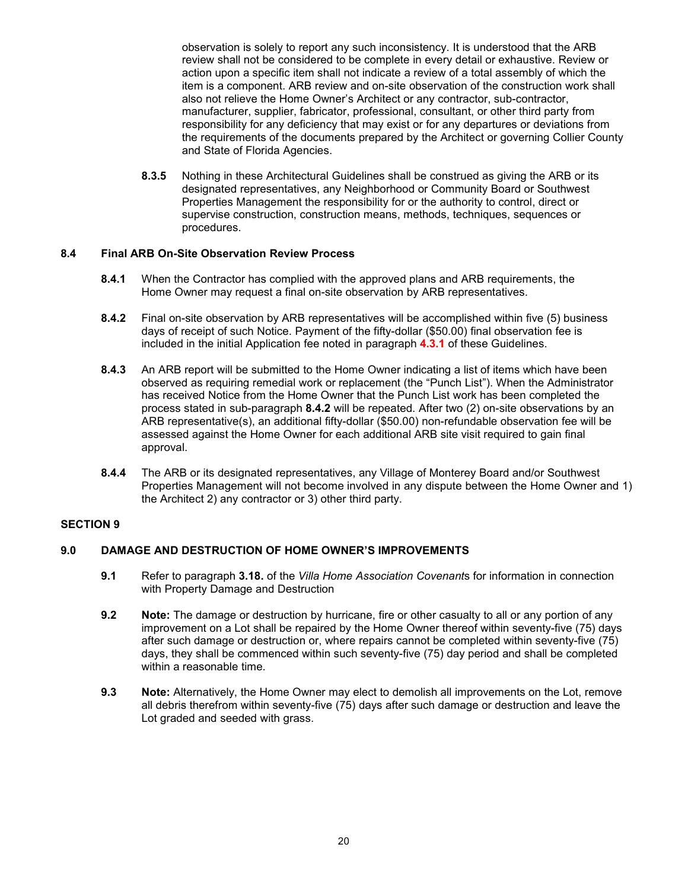observation is solely to report any such inconsistency. It is understood that the ARB review shall not be considered to be complete in every detail or exhaustive. Review or action upon a specific item shall not indicate a review of a total assembly of which the item is a component. ARB review and on-site observation of the construction work shall also not relieve the Home Owner's Architect or any contractor, sub-contractor, manufacturer, supplier, fabricator, professional, consultant, or other third party from responsibility for any deficiency that may exist or for any departures or deviations from the requirements of the documents prepared by the Architect or governing Collier County and State of Florida Agencies.

**8.3.5** Nothing in these Architectural Guidelines shall be construed as giving the ARB or its designated representatives, any Neighborhood or Community Board or Southwest Properties Management the responsibility for or the authority to control, direct or supervise construction, construction means, methods, techniques, sequences or procedures.

**8.4 Final ARB On-Site Observation Review Process**

**8.4.1** When the Contractor has complied with the approved plans and ARB requirements, the Home Owner may request a final on-site observation by ARB representatives.

**8.4.2** Final on-site observation by ARB representatives will be accomplished within five (5) business days of receipt of such Notice. Payment of the fifty-dollar ($50.00) final observation fee is included in the initial Application fee noted in paragraph **4.3.1** of these Guidelines.

**8.4.3** An ARB report will be submitted to the Home Owner indicating a list of items which have been observed as requiring remedial work or replacement (the "Punch List"). When the Administrator has received Notice from the Home Owner that the Punch List work has been completed the process stated in sub-paragraph **8.4.2** will be repeated. After two (2) on-site observations by an ARB representative(s), an additional fifty-dollar ($50.00) non-refundable observation fee will be assessed against the Home Owner for each additional ARB site visit required to gain final approval.

**8.4.4** The ARB or its designated representatives, any Village of Monterey Board and/or Southwest Properties Management will not become involved in any dispute between the Home Owner and 1) the Architect 2) any contractor or 3) other third party.

## SECTION 9

## 9.0 DAMAGE AND DESTRUCTION OF HOME OWNER'S IMPROVEMENTS

**9.1** Refer to paragraph **3.18.** of the *Villa Home Association Covenant*s for information in connection with Property Damage and Destruction

**9.2** **Note:** The damage or destruction by hurricane, fire or other casualty to all or any portion of any improvement on a Lot shall be repaired by the Home Owner thereof within seventy-five (75) days after such damage or destruction or, where repairs cannot be completed within seventy-five (75) days, they shall be commenced within such seventy-five (75) day period and shall be completed within a reasonable time.

**9.3** **Note:** Alternatively, the Home Owner may elect to demolish all improvements on the Lot, remove all debris therefrom within seventy-five (75) days after such damage or destruction and leave the Lot graded and seeded with grass.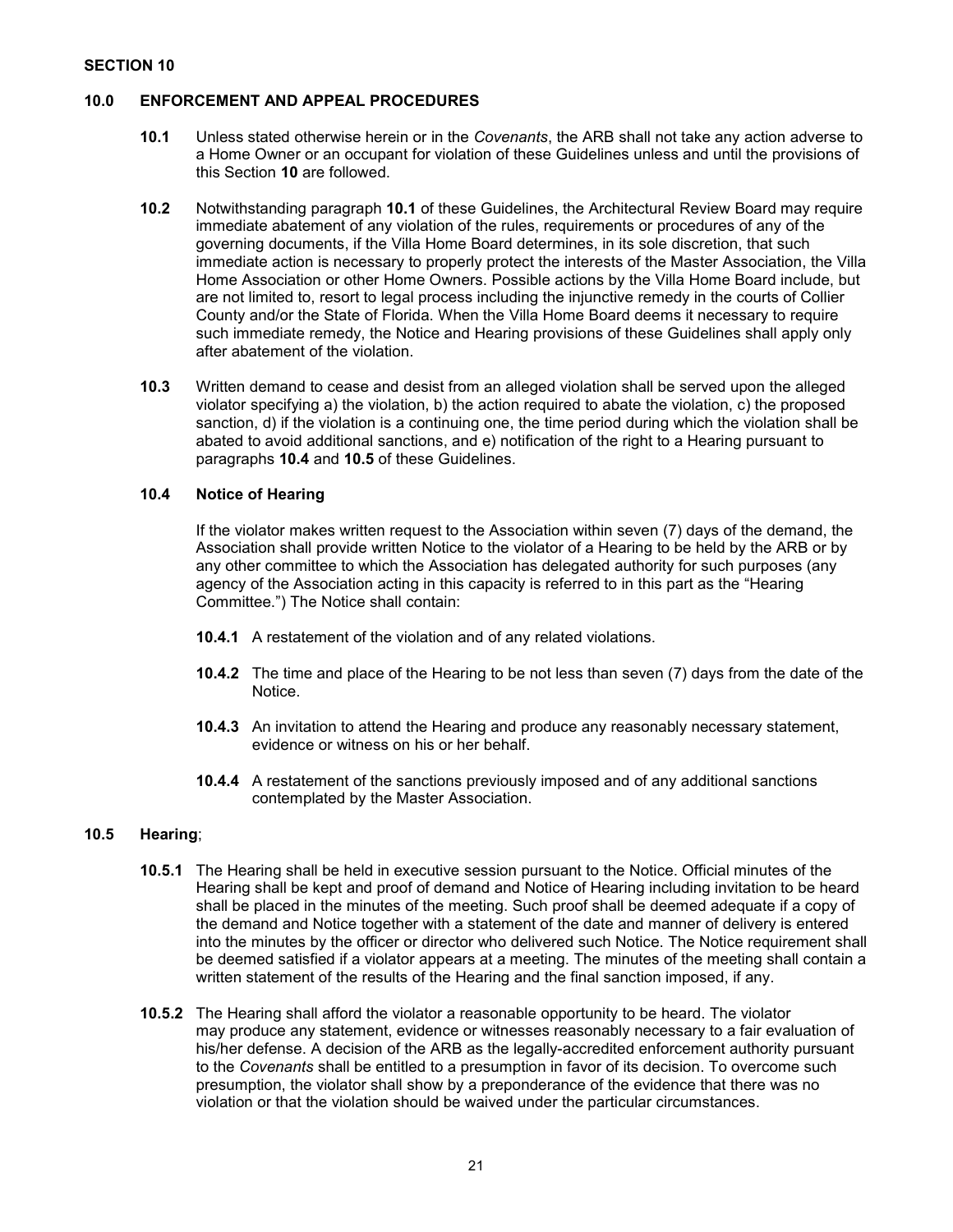**SECTION 10**

## 10.0 ENFORCEMENT AND APPEAL PROCEDURES

**10.1** Unless stated otherwise herein or in the *Covenants*, the ARB shall not take any action adverse to a Home Owner or an occupant for violation of these Guidelines unless and until the provisions of this Section **10** are followed.

**10.2** Notwithstanding paragraph **10.1** of these Guidelines, the Architectural Review Board may require immediate abatement of any violation of the rules, requirements or procedures of any of the governing documents, if the Villa Home Board determines, in its sole discretion, that such immediate action is necessary to properly protect the interests of the Master Association, the Villa Home Association or other Home Owners. Possible actions by the Villa Home Board include, but are not limited to, resort to legal process including the injunctive remedy in the courts of Collier County and/or the State of Florida. When the Villa Home Board deems it necessary to require such immediate remedy, the Notice and Hearing provisions of these Guidelines shall apply only after abatement of the violation.

**10.3** Written demand to cease and desist from an alleged violation shall be served upon the alleged violator specifying a) the violation, b) the action required to abate the violation, c) the proposed sanction, d) if the violation is a continuing one, the time period during which the violation shall be abated to avoid additional sanctions, and e) notification of the right to a Hearing pursuant to paragraphs **10.4** and **10.5** of these Guidelines.

### 10.4 Notice of Hearing

If the violator makes written request to the Association within seven (7) days of the demand, the Association shall provide written Notice to the violator of a Hearing to be held by the ARB or by any other committee to which the Association has delegated authority for such purposes (any agency of the Association acting in this capacity is referred to in this part as the "Hearing Committee.") The Notice shall contain:

**10.4.1** A restatement of the violation and of any related violations.

**10.4.2** The time and place of the Hearing to be not less than seven (7) days from the date of the Notice.

**10.4.3** An invitation to attend the Hearing and produce any reasonably necessary statement, evidence or witness on his or her behalf.

**10.4.4** A restatement of the sanctions previously imposed and of any additional sanctions contemplated by the Master Association.

### 10.5 Hearing;

**10.5.1** The Hearing shall be held in executive session pursuant to the Notice. Official minutes of the Hearing shall be kept and proof of demand and Notice of Hearing including invitation to be heard shall be placed in the minutes of the meeting. Such proof shall be deemed adequate if a copy of the demand and Notice together with a statement of the date and manner of delivery is entered into the minutes by the officer or director who delivered such Notice. The Notice requirement shall be deemed satisfied if a violator appears at a meeting. The minutes of the meeting shall contain a written statement of the results of the Hearing and the final sanction imposed, if any.

**10.5.2** The Hearing shall afford the violator a reasonable opportunity to be heard. The violator may produce any statement, evidence or witnesses reasonably necessary to a fair evaluation of his/her defense. A decision of the ARB as the legally-accredited enforcement authority pursuant to the *Covenants* shall be entitled to a presumption in favor of its decision. To overcome such presumption, the violator shall show by a preponderance of the evidence that there was no violation or that the violation should be waived under the particular circumstances.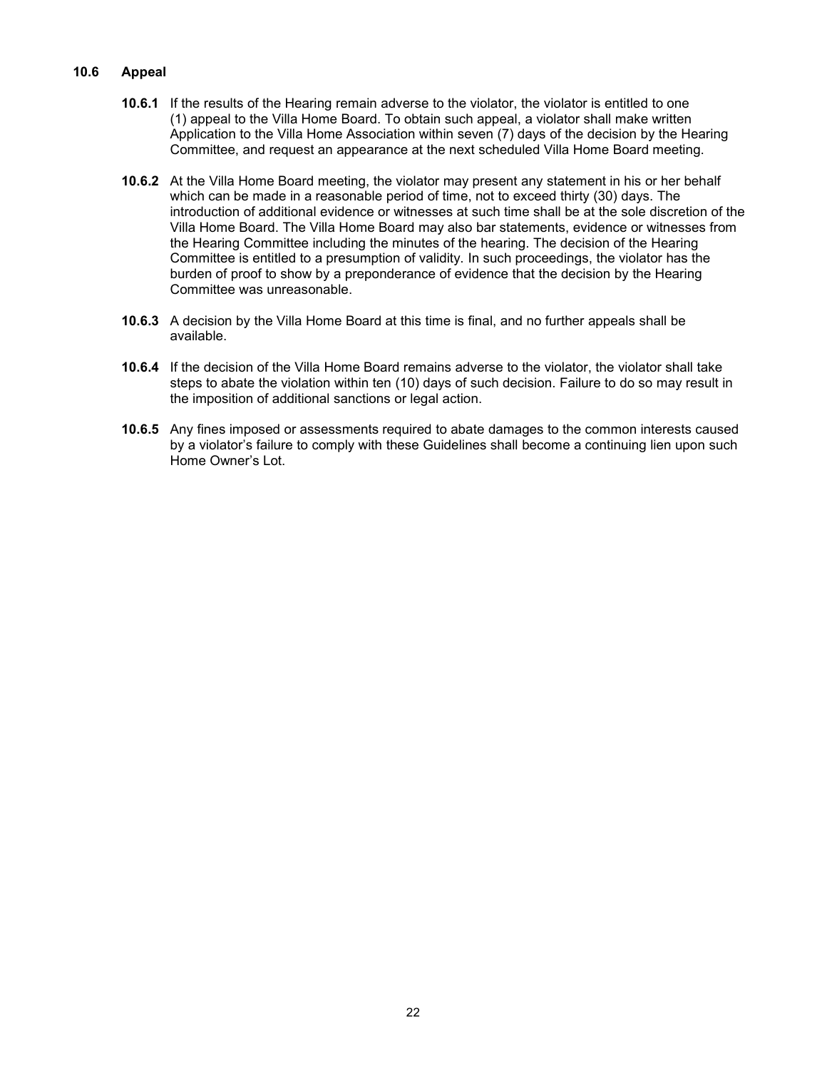### 10.6 Appeal

**10.6.1** If the results of the Hearing remain adverse to the violator, the violator is entitled to one (1) appeal to the Villa Home Board. To obtain such appeal, a violator shall make written Application to the Villa Home Association within seven (7) days of the decision by the Hearing Committee, and request an appearance at the next scheduled Villa Home Board meeting.

**10.6.2** At the Villa Home Board meeting, the violator may present any statement in his or her behalf which can be made in a reasonable period of time, not to exceed thirty (30) days. The introduction of additional evidence or witnesses at such time shall be at the sole discretion of the Villa Home Board. The Villa Home Board may also bar statements, evidence or witnesses from the Hearing Committee including the minutes of the hearing. The decision of the Hearing Committee is entitled to a presumption of validity. In such proceedings, the violator has the burden of proof to show by a preponderance of evidence that the decision by the Hearing Committee was unreasonable.

**10.6.3** A decision by the Villa Home Board at this time is final, and no further appeals shall be available.

**10.6.4** If the decision of the Villa Home Board remains adverse to the violator, the violator shall take steps to abate the violation within ten (10) days of such decision. Failure to do so may result in the imposition of additional sanctions or legal action.

**10.6.5** Any fines imposed or assessments required to abate damages to the common interests caused by a violator's failure to comply with these Guidelines shall become a continuing lien upon such Home Owner's Lot.